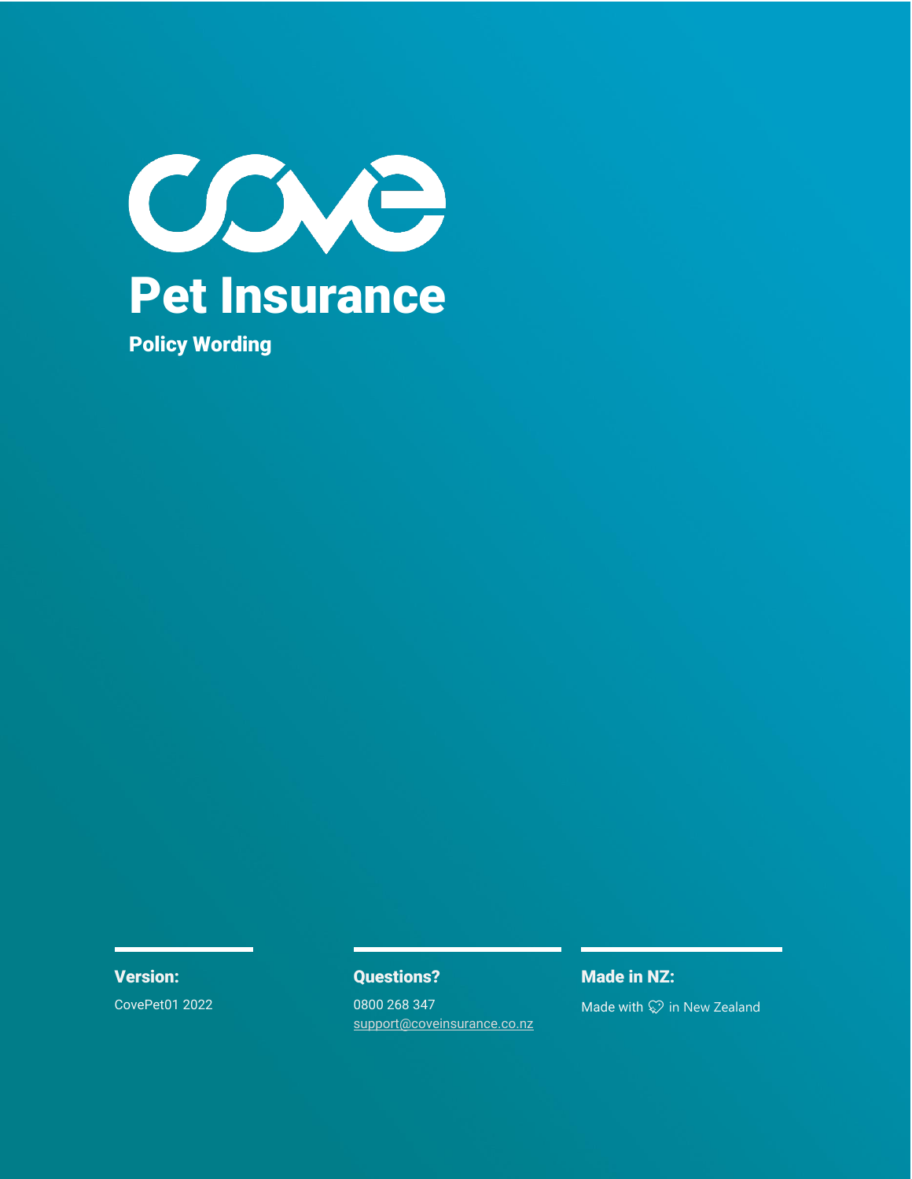# cove

# Pet Insurance

## Policy Wording

**Version:**

CovePet01 2022

**Questions?**

0800 268 347
support@coveinsurance.co.nz

**Made in NZ:**

Made with ♡ in New Zealand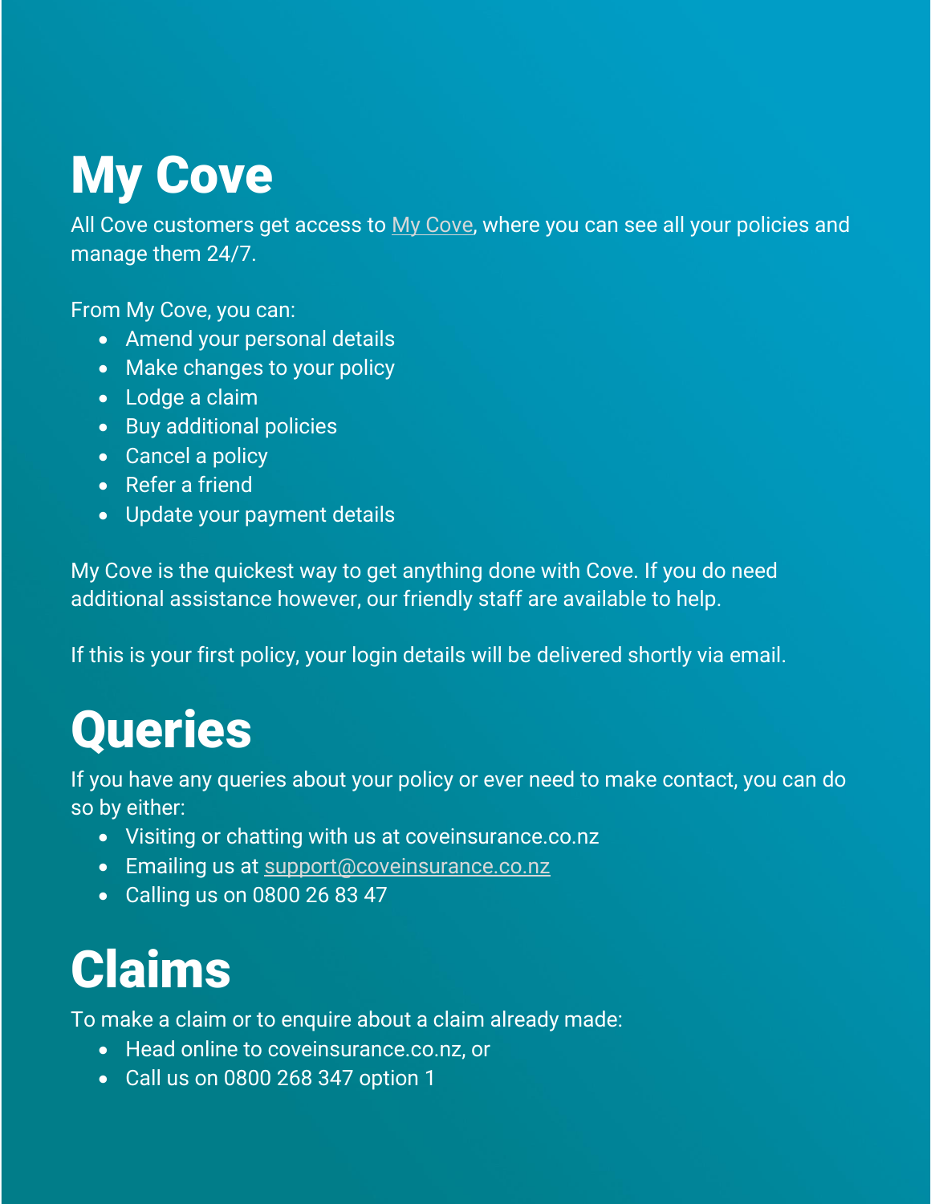# My Cove

All Cove customers get access to My Cove, where you can see all your policies and manage them 24/7.

From My Cove, you can:

- Amend your personal details
- Make changes to your policy
- Lodge a claim
- Buy additional policies
- Cancel a policy
- Refer a friend
- Update your payment details

My Cove is the quickest way to get anything done with Cove. If you do need additional assistance however, our friendly staff are available to help.

If this is your first policy, your login details will be delivered shortly via email.

# Queries

If you have any queries about your policy or ever need to make contact, you can do so by either:

- Visiting or chatting with us at coveinsurance.co.nz
- Emailing us at support@coveinsurance.co.nz
- Calling us on 0800 26 83 47

# Claims

To make a claim or to enquire about a claim already made:

- Head online to coveinsurance.co.nz, or
- Call us on 0800 268 347 option 1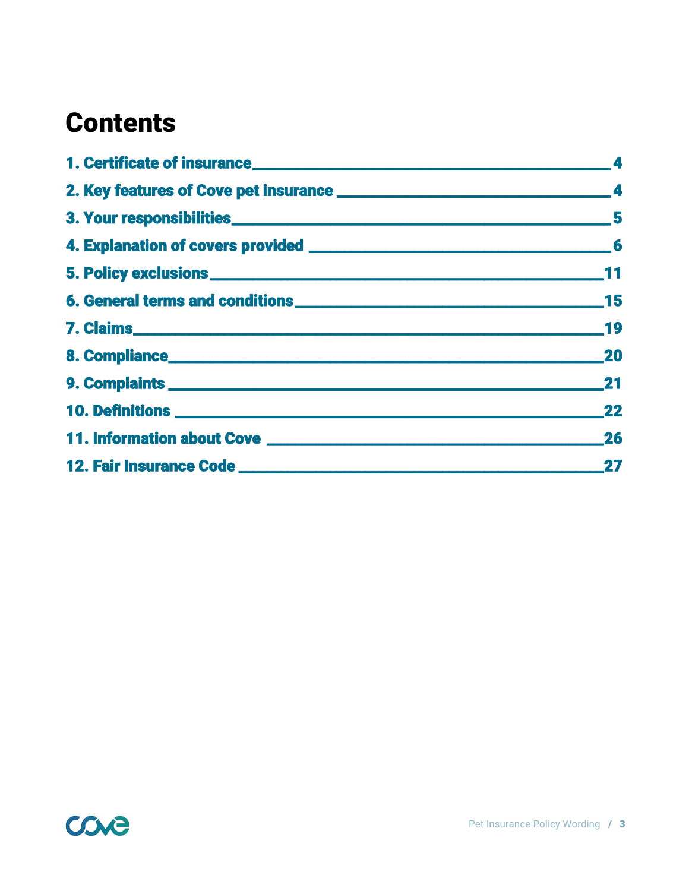# Contents

1. Certificate of insurance ........ 4
2. Key features of Cove pet insurance ........ 4
3. Your responsibilities ........ 5
4. Explanation of covers provided ........ 6
5. Policy exclusions ........ 11
6. General terms and conditions ........ 15
7. Claims ........ 19
8. Compliance ........ 20
9. Complaints ........ 21
10. Definitions ........ 22
11. Information about Cove ........ 26
12. Fair Insurance Code ........ 27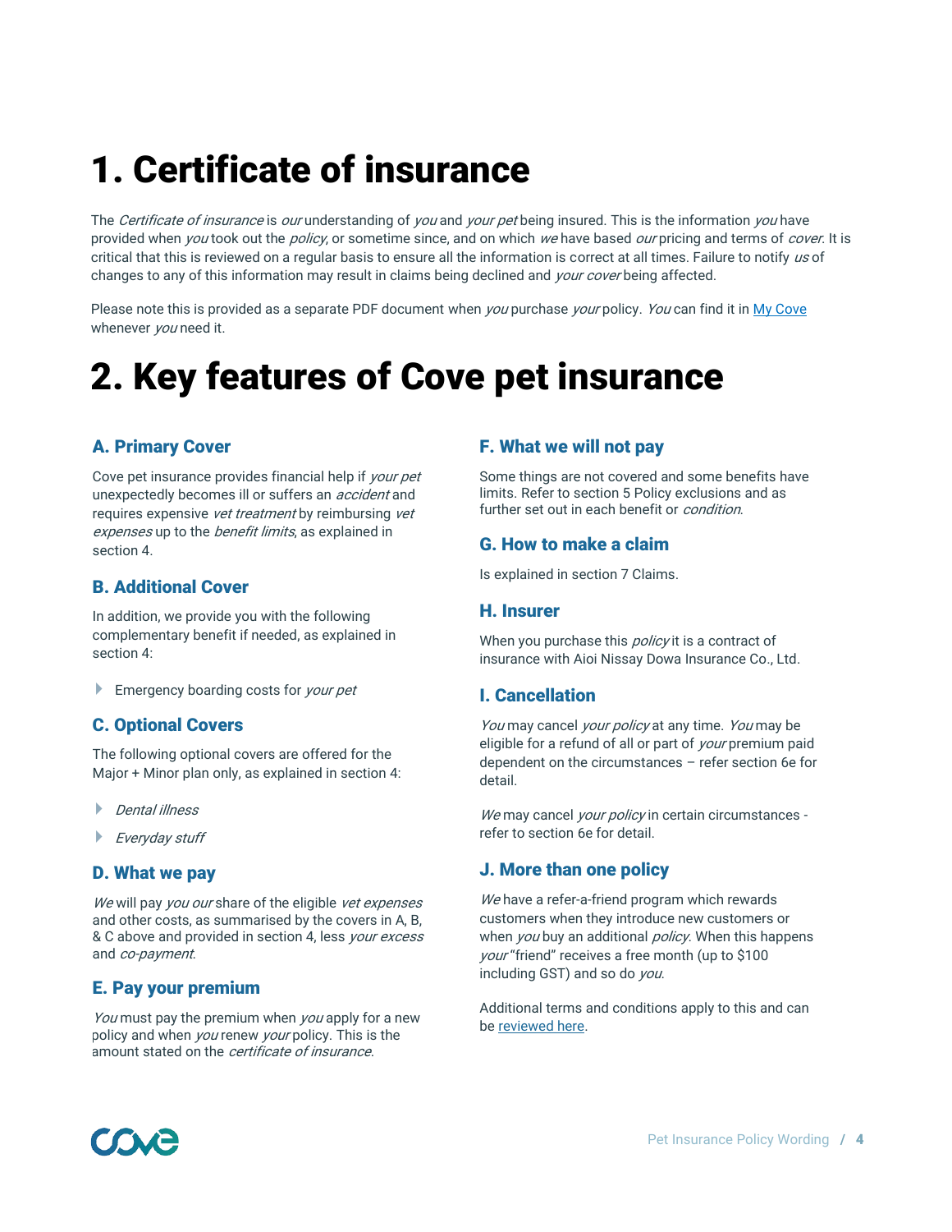# 1. Certificate of insurance

The *Certificate of insurance* is *our* understanding of *you* and *your pet* being insured. This is the information *you* have provided when *you* took out the *policy*, or sometime since, and on which *we* have based *our* pricing and terms of *cover*. It is critical that this is reviewed on a regular basis to ensure all the information is correct at all times. Failure to notify *us* of changes to any of this information may result in claims being declined and *your cover* being affected.

Please note this is provided as a separate PDF document when *you* purchase *your* policy. *You* can find it in My Cove whenever *you* need it.

# 2. Key features of Cove pet insurance

### A. Primary Cover

Cove pet insurance provides financial help if *your pet* unexpectedly becomes ill or suffers an *accident* and requires expensive *vet treatment* by reimbursing *vet expenses* up to the *benefit limits*, as explained in section 4.

### B. Additional Cover

In addition, we provide you with the following complementary benefit if needed, as explained in section 4:

- Emergency boarding costs for *your pet*

### C. Optional Covers

The following optional covers are offered for the Major + Minor plan only, as explained in section 4:

- *Dental illness*
- *Everyday stuff*

### D. What we pay

*We* will pay *you our* share of the eligible *vet expenses* and other costs, as summarised by the covers in A, B, & C above and provided in section 4, less *your excess* and *co-payment*.

### E. Pay your premium

*You* must pay the premium when *you* apply for a new policy and when *you* renew *your* policy. This is the amount stated on the *certificate of insurance*.

### F. What we will not pay

Some things are not covered and some benefits have limits. Refer to section 5 Policy exclusions and as further set out in each benefit or *condition*.

### G. How to make a claim

Is explained in section 7 Claims.

### H. Insurer

When you purchase this *policy* it is a contract of insurance with Aioi Nissay Dowa Insurance Co., Ltd.

### I. Cancellation

*You* may cancel *your policy* at any time. *You* may be eligible for a refund of all or part of *your* premium paid dependent on the circumstances – refer section 6e for detail.

*We* may cancel *your policy* in certain circumstances - refer to section 6e for detail.

### J. More than one policy

*We* have a refer-a-friend program which rewards customers when they introduce new customers or when *you* buy an additional *policy*. When this happens *your* "friend" receives a free month (up to $100 including GST) and so do *you*.

Additional terms and conditions apply to this and can be reviewed here.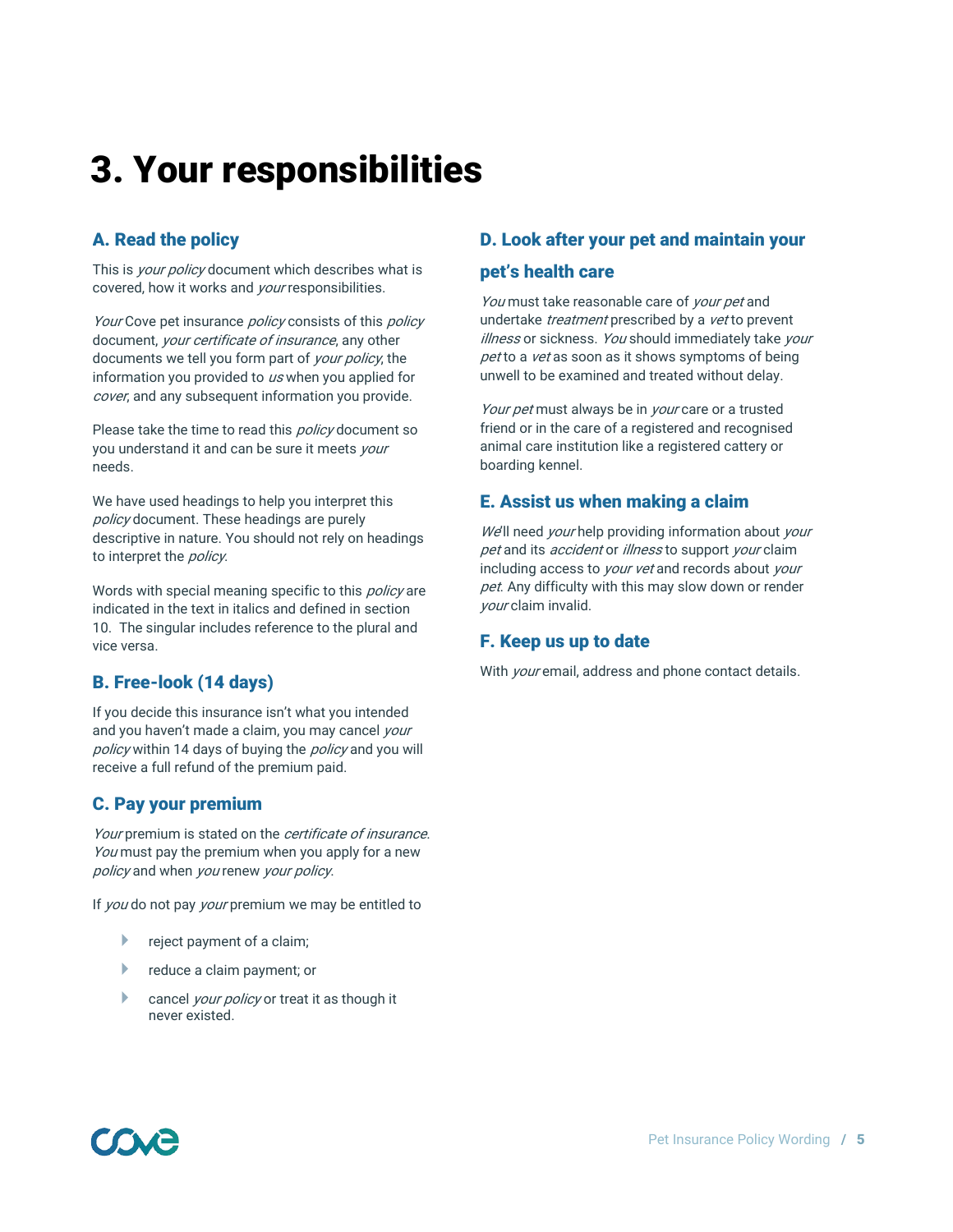# 3. Your responsibilities

## A. Read the policy

This is *your policy* document which describes what is covered, how it works and *your* responsibilities.

*Your* Cove pet insurance *policy* consists of this *policy* document, *your certificate of insurance*, any other documents we tell you form part of *your policy*, the information you provided to *us* when you applied for *cover*, and any subsequent information you provide.

Please take the time to read this *policy* document so you understand it and can be sure it meets *your* needs.

We have used headings to help you interpret this *policy* document. These headings are purely descriptive in nature. You should not rely on headings to interpret the *policy*.

Words with special meaning specific to this *policy* are indicated in the text in italics and defined in section 10. The singular includes reference to the plural and vice versa.

## B. Free-look (14 days)

If you decide this insurance isn't what you intended and you haven't made a claim, you may cancel *your policy* within 14 days of buying the *policy* and you will receive a full refund of the premium paid.

## C. Pay your premium

*Your* premium is stated on the *certificate of insurance*. *You* must pay the premium when you apply for a new *policy* and when *you* renew *your policy*.

If *you* do not pay *your* premium we may be entitled to

- reject payment of a claim;
- reduce a claim payment; or
- cancel *your policy* or treat it as though it never existed.

## D. Look after your pet and maintain your pet's health care

*You* must take reasonable care of *your pet* and undertake *treatment* prescribed by a *vet* to prevent *illness* or sickness. *You* should immediately take *your pet* to a *vet* as soon as it shows symptoms of being unwell to be examined and treated without delay.

*Your pet* must always be in *your* care or a trusted friend or in the care of a registered and recognised animal care institution like a registered cattery or boarding kennel.

## E. Assist us when making a claim

*We*'ll need *your* help providing information about *your pet* and its *accident* or *illness* to support *your* claim including access to *your vet* and records about *your pet*. Any difficulty with this may slow down or render *your* claim invalid.

## F. Keep us up to date

With *your* email, address and phone contact details.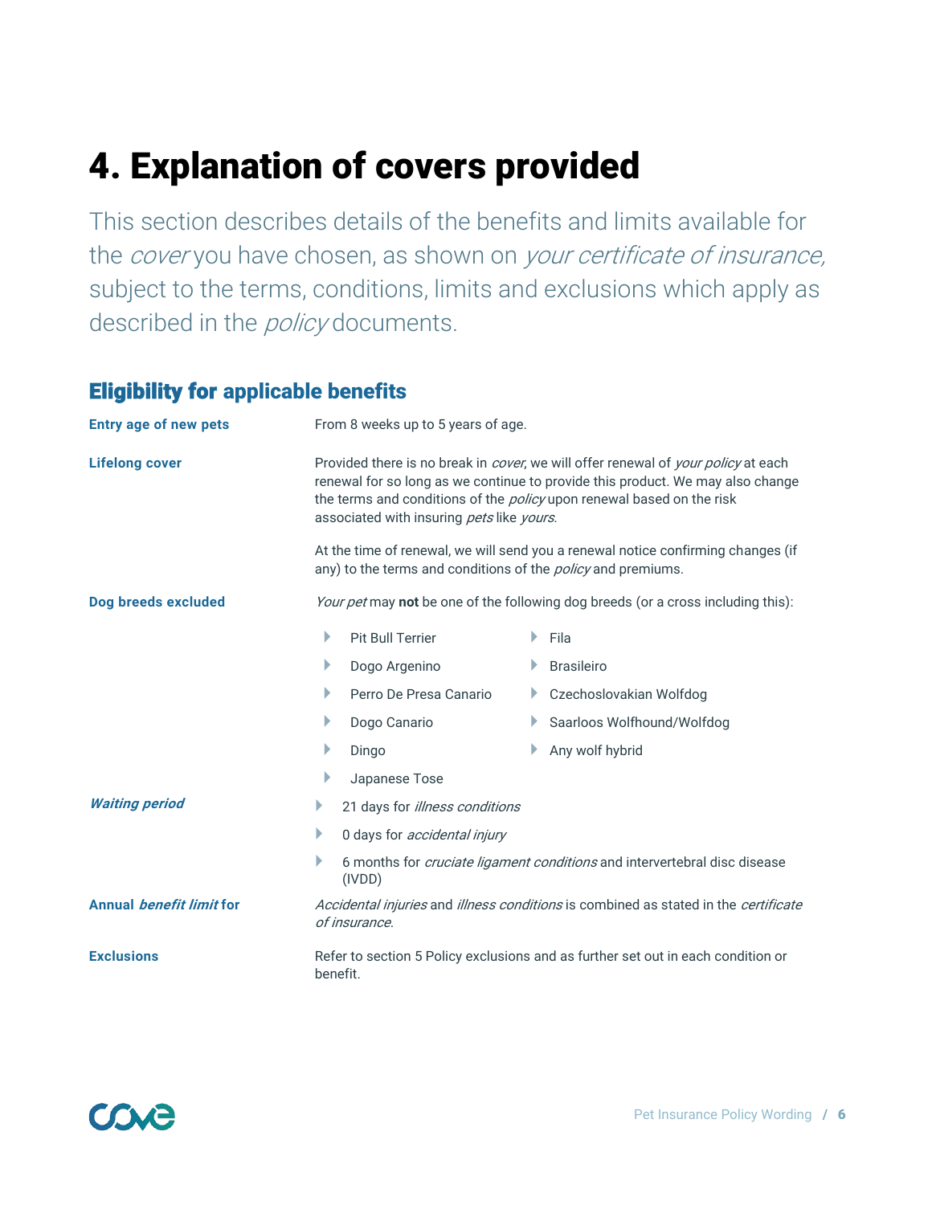# 4. Explanation of covers provided

This section describes details of the benefits and limits available for the *cover* you have chosen, as shown on *your certificate of insurance,* subject to the terms, conditions, limits and exclusions which apply as described in the *policy* documents.

## Eligibility for applicable benefits

**Entry age of new pets**

From 8 weeks up to 5 years of age.

**Lifelong cover**

Provided there is no break in *cover*, we will offer renewal of *your policy* at each renewal for so long as we continue to provide this product. We may also change the terms and conditions of the *policy* upon renewal based on the risk associated with insuring *pets* like *yours*.

At the time of renewal, we will send you a renewal notice confirming changes (if any) to the terms and conditions of the *policy* and premiums.

**Dog breeds excluded**

*Your pet* may **not** be one of the following dog breeds (or a cross including this):

- Pit Bull Terrier
- Dogo Argenino
- Perro De Presa Canario
- Dogo Canario
- Dingo
- Japanese Tose
- Fila
- Brasileiro
- Czechoslovakian Wolfdog
- Saarloos Wolfhound/Wolfdog
- Any wolf hybrid

***Waiting period***

- 21 days for *illness conditions*
- 0 days for *accidental injury*
- 6 months for *cruciate ligament conditions* and intervertebral disc disease (IVDD)

**Annual *benefit limit* for**

*Accidental injuries* and *illness conditions* is combined as stated in the *certificate of insurance*.

**Exclusions**

Refer to section 5 Policy exclusions and as further set out in each condition or benefit.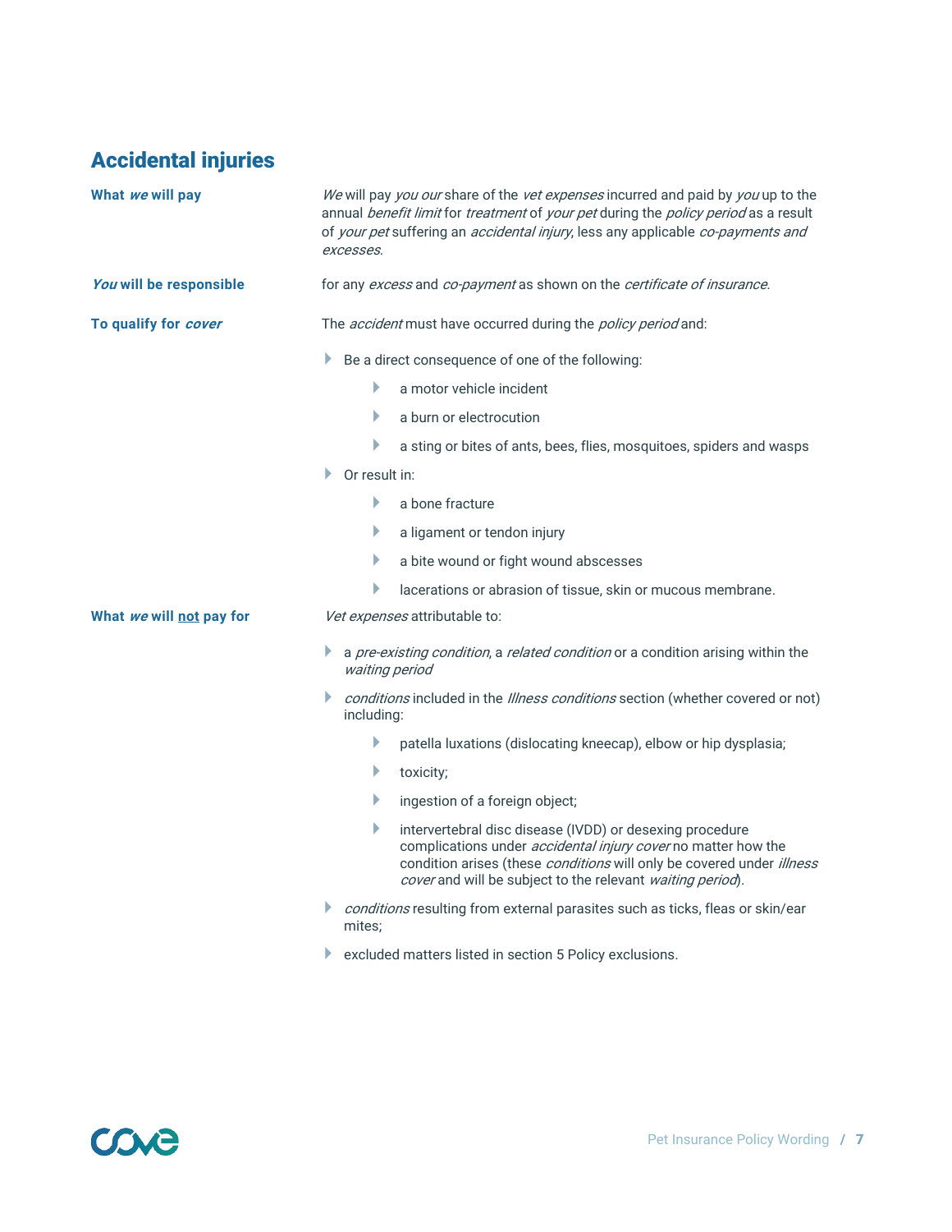## Accidental injuries

**What *we* will pay**

*We* will pay *you our* share of the *vet expenses* incurred and paid by *you* up to the annual *benefit limit* for *treatment* of *your pet* during the *policy period* as a result of *your pet* suffering an *accidental injury*, less any applicable *co-payments and excesses*.

***You* will be responsible**

for any *excess* and *co-payment* as shown on the *certificate of insurance*.

**To qualify for *cover***

The *accident* must have occurred during the *policy period* and:

- Be a direct consequence of one of the following:
  - a motor vehicle incident
  - a burn or electrocution
  - a sting or bites of ants, bees, flies, mosquitoes, spiders and wasps
- Or result in:
  - a bone fracture
  - a ligament or tendon injury
  - a bite wound or fight wound abscesses
  - lacerations or abrasion of tissue, skin or mucous membrane.

**What *we* will not pay for**

*Vet expenses* attributable to:

- a *pre-existing condition*, a *related condition* or a condition arising within the *waiting period*
- *conditions* included in the *Illness conditions* section (whether covered or not) including:
  - patella luxations (dislocating kneecap), elbow or hip dysplasia;
  - toxicity;
  - ingestion of a foreign object;
  - intervertebral disc disease (IVDD) or desexing procedure complications under *accidental injury cover* no matter how the condition arises (these *conditions* will only be covered under *illness cover* and will be subject to the relevant *waiting period*).
- *conditions* resulting from external parasites such as ticks, fleas or skin/ear mites;
- excluded matters listed in section 5 Policy exclusions.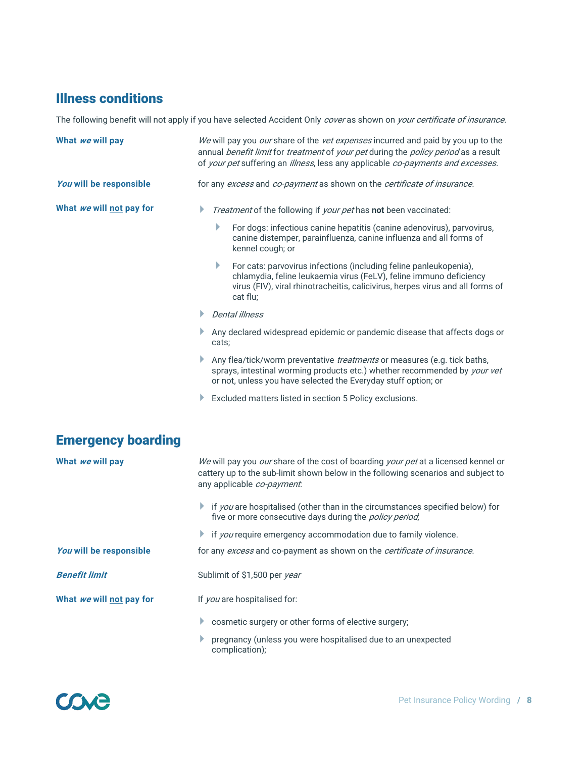## Illness conditions

The following benefit will not apply if you have selected Accident Only *cover* as shown on *your certificate of insurance*.

**What *we* will pay**

*We* will pay you *our* share of the *vet expenses* incurred and paid by you up to the annual *benefit limit* for *treatment* of *your pet* during the *policy period* as a result of *your pet* suffering an *illness*, less any applicable *co-payments and excesses*.

***You* will be responsible**

for any *excess* and *co-payment* as shown on the *certificate of insurance*.

**What *we* will not pay for**

- *Treatment* of the following if *your pet* has **not** been vaccinated:
  - For dogs: infectious canine hepatitis (canine adenovirus), parvovirus, canine distemper, parainfluenza, canine influenza and all forms of kennel cough; or
  - For cats: parvovirus infections (including feline panleukopenia), chlamydia, feline leukaemia virus (FeLV), feline immuno deficiency virus (FIV), viral rhinotracheitis, calicivirus, herpes virus and all forms of cat flu;
- *Dental illness*
- Any declared widespread epidemic or pandemic disease that affects dogs or cats;
- Any flea/tick/worm preventative *treatments* or measures (e.g. tick baths, sprays, intestinal worming products etc.) whether recommended by *your vet* or not, unless you have selected the Everyday stuff option; or
- Excluded matters listed in section 5 Policy exclusions.

## Emergency boarding

**What *we* will pay**

*We* will pay you *our* share of the cost of boarding *your pet* at a licensed kennel or cattery up to the sub-limit shown below in the following scenarios and subject to any applicable *co-payment*:

- if *you* are hospitalised (other than in the circumstances specified below) for five or more consecutive days during the *policy period*;
- if *you* require emergency accommodation due to family violence.

***You* will be responsible**

for any *excess* and co-payment as shown on the *certificate of insurance*.

***Benefit limit***

Sublimit of $1,500 per *year*

**What *we* will not pay for**

If *you* are hospitalised for:

- cosmetic surgery or other forms of elective surgery;
- pregnancy (unless you were hospitalised due to an unexpected complication);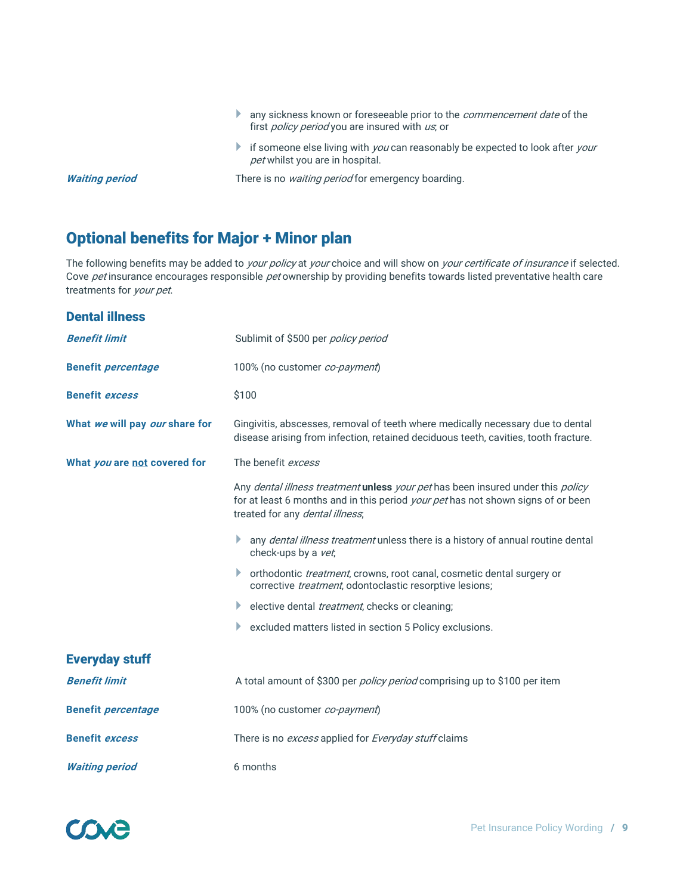- any sickness known or foreseeable prior to the *commencement date* of the first *policy period* you are insured with *us*; or
- if someone else living with *you* can reasonably be expected to look after *your pet* whilst you are in hospital.

| | |
|---|---|
| ***Waiting period*** | There is no *waiting period* for emergency boarding. |

## Optional benefits for Major + Minor plan

The following benefits may be added to *your policy* at *your* choice and will show on *your certificate of insurance* if selected. Cove *pet* insurance encourages responsible *pet* ownership by providing benefits towards listed preventative health care treatments for *your pet*.

### Dental illness

| | |
|---|---|
| ***Benefit limit*** | Sublimit of $500 per *policy period* |
| **Benefit *percentage*** | 100% (no customer *co-payment*) |
| **Benefit *excess*** | $100 |
| **What *we* will pay *our* share for** | Gingivitis, abscesses, removal of teeth where medically necessary due to dental disease arising from infection, retained deciduous teeth, cavities, tooth fracture. |
| **What *you* are not covered for** | The benefit *excess*<br><br>Any *dental illness treatment* **unless** *your pet* has been insured under this *policy* for at least 6 months and in this period *your pet* has not shown signs of or been treated for any *dental illness*;<br><br>- any *dental illness treatment* unless there is a history of annual routine dental check-ups by a *vet*;<br>- orthodontic *treatment*, crowns, root canal, cosmetic dental surgery or corrective *treatment*, odontoclastic resorptive lesions;<br>- elective dental *treatment*, checks or cleaning;<br>- excluded matters listed in section 5 Policy exclusions. |

### Everyday stuff

| | |
|---|---|
| ***Benefit limit*** | A total amount of $300 per *policy period* comprising up to $100 per item |
| **Benefit *percentage*** | 100% (no customer *co-payment*) |
| **Benefit *excess*** | There is no *excess* applied for *Everyday stuff* claims |
| ***Waiting period*** | 6 months |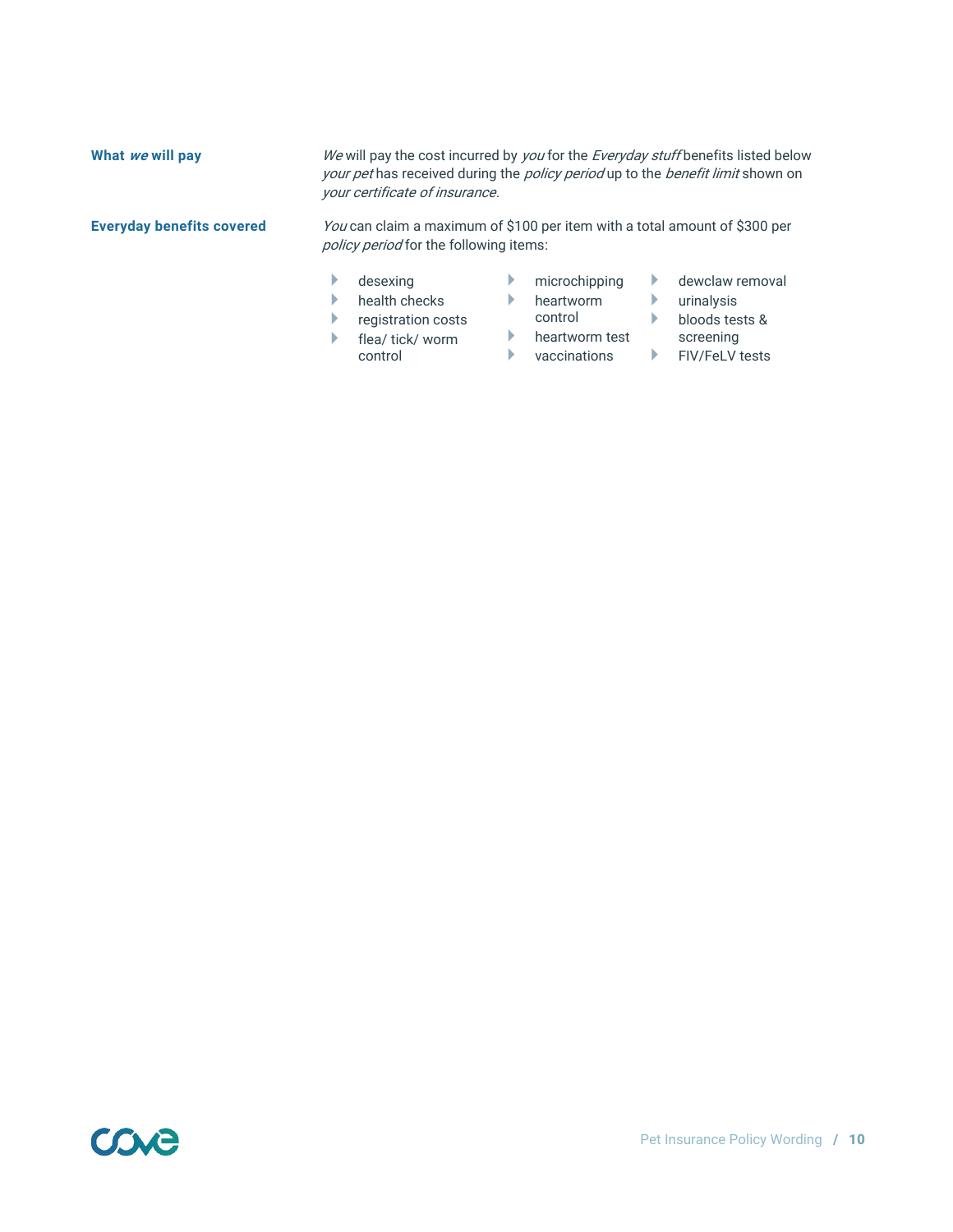**What *we* will pay**

*We* will pay the cost incurred by *you* for the *Everyday stuff* benefits listed below *your pet* has received during the *policy period* up to the *benefit limit* shown on *your certificate of insurance.*

**Everyday benefits covered**

*You* can claim a maximum of $100 per item with a total amount of $300 per *policy period* for the following items:

- desexing
- health checks
- registration costs
- flea/ tick/ worm control
- microchipping
- heartworm control
- heartworm test
- vaccinations
- dewclaw removal
- urinalysis
- bloods tests & screening
- FIV/FeLV tests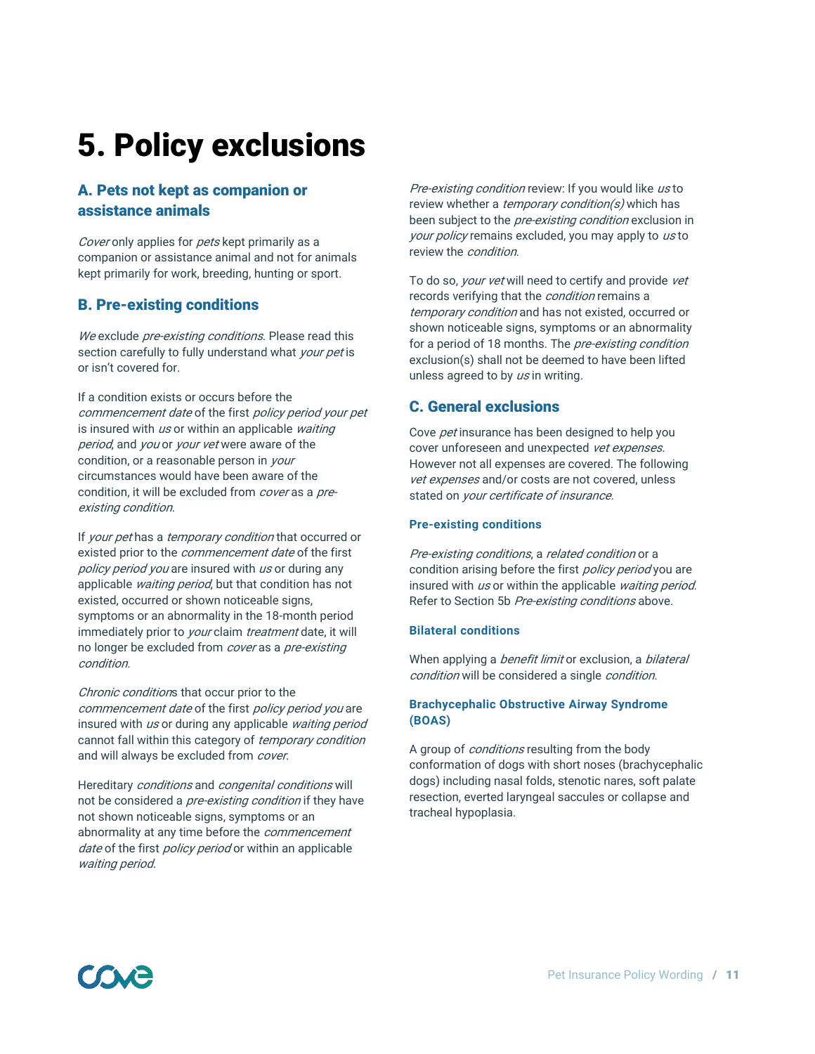# 5. Policy exclusions

## A. Pets not kept as companion or assistance animals

*Cover* only applies for *pets* kept primarily as a companion or assistance animal and not for animals kept primarily for work, breeding, hunting or sport.

## B. Pre-existing conditions

*We* exclude *pre-existing conditions*. Please read this section carefully to fully understand what *your pet* is or isn't covered for.

If a condition exists or occurs before the *commencement date* of the first *policy period your pet* is insured with *us* or within an applicable *waiting period*, and *you* or *your vet* were aware of the condition, or a reasonable person in *your* circumstances would have been aware of the condition, it will be excluded from *cover* as a *pre-existing condition*.

If *your pet* has a *temporary condition* that occurred or existed prior to the *commencement date* of the first *policy period you* are insured with *us* or during any applicable *waiting period*, but that condition has not existed, occurred or shown noticeable signs, symptoms or an abnormality in the 18-month period immediately prior to *your* claim *treatment* date, it will no longer be excluded from *cover* as a *pre-existing condition*.

*Chronic conditions* that occur prior to the *commencement date* of the first *policy period you* are insured with *us* or during any applicable *waiting period* cannot fall within this category of *temporary condition* and will always be excluded from *cover*.

Hereditary *conditions* and *congenital conditions* will not be considered a *pre-existing condition* if they have not shown noticeable signs, symptoms or an abnormality at any time before the *commencement date* of the first *policy period* or within an applicable *waiting period*.

*Pre-existing condition* review: If you would like *us* to review whether a *temporary condition(s)* which has been subject to the *pre-existing condition* exclusion in *your policy* remains excluded, you may apply to *us* to review the *condition*.

To do so, *your vet* will need to certify and provide *vet* records verifying that the *condition* remains a *temporary condition* and has not existed, occurred or shown noticeable signs, symptoms or an abnormality for a period of 18 months. The *pre-existing condition* exclusion(s) shall not be deemed to have been lifted unless agreed to by *us* in writing.

## C. General exclusions

Cove *pet* insurance has been designed to help you cover unforeseen and unexpected *vet expenses*. However not all expenses are covered. The following *vet expenses* and/or costs are not covered, unless stated on *your certificate of insurance*.

### Pre-existing conditions

*Pre-existing conditions*, a *related condition* or a condition arising before the first *policy period* you are insured with *us* or within the applicable *waiting period*. Refer to Section 5b *Pre-existing conditions* above.

### Bilateral conditions

When applying a *benefit limit* or exclusion, a *bilateral condition* will be considered a single *condition*.

### Brachycephalic Obstructive Airway Syndrome (BOAS)

A group of *conditions* resulting from the body conformation of dogs with short noses (brachycephalic dogs) including nasal folds, stenotic nares, soft palate resection, everted laryngeal saccules or collapse and tracheal hypoplasia.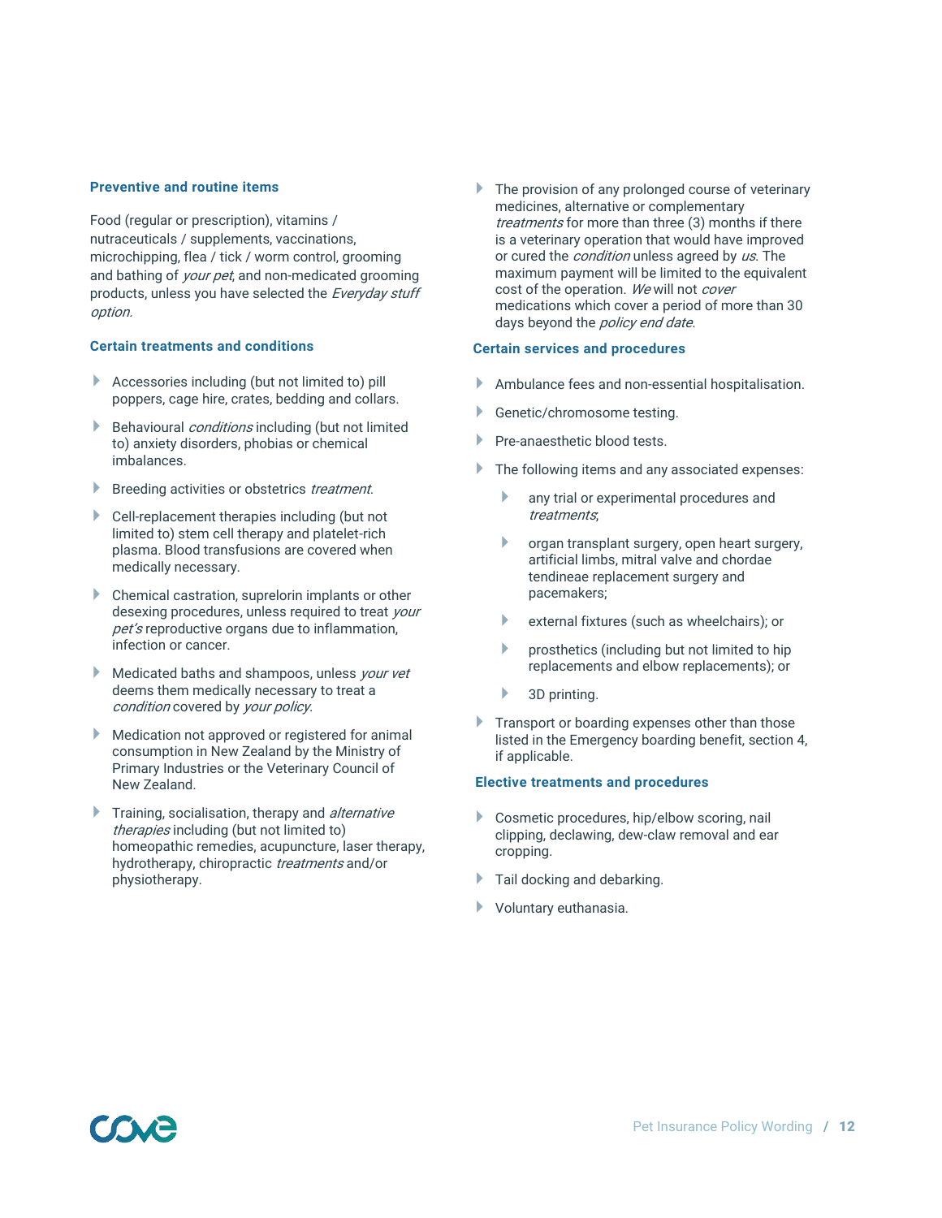### Preventive and routine items

Food (regular or prescription), vitamins / nutraceuticals / supplements, vaccinations, microchipping, flea / tick / worm control, grooming and bathing of *your pet*, and non-medicated grooming products, unless you have selected the *Everyday stuff option*.

### Certain treatments and conditions

- Accessories including (but not limited to) pill poppers, cage hire, crates, bedding and collars.
- Behavioural *conditions* including (but not limited to) anxiety disorders, phobias or chemical imbalances.
- Breeding activities or obstetrics *treatment*.
- Cell-replacement therapies including (but not limited to) stem cell therapy and platelet-rich plasma. Blood transfusions are covered when medically necessary.
- Chemical castration, suprelorin implants or other desexing procedures, unless required to treat *your pet's* reproductive organs due to inflammation, infection or cancer.
- Medicated baths and shampoos, unless *your vet* deems them medically necessary to treat a *condition* covered by *your policy*.
- Medication not approved or registered for animal consumption in New Zealand by the Ministry of Primary Industries or the Veterinary Council of New Zealand.
- Training, socialisation, therapy and *alternative therapies* including (but not limited to) homeopathic remedies, acupuncture, laser therapy, hydrotherapy, chiropractic *treatments* and/or physiotherapy.
- The provision of any prolonged course of veterinary medicines, alternative or complementary *treatments* for more than three (3) months if there is a veterinary operation that would have improved or cured the *condition* unless agreed by *us*. The maximum payment will be limited to the equivalent cost of the operation. *We* will not *cover* medications which cover a period of more than 30 days beyond the *policy end date*.

### Certain services and procedures

- Ambulance fees and non-essential hospitalisation.
- Genetic/chromosome testing.
- Pre-anaesthetic blood tests.
- The following items and any associated expenses:
  - any trial or experimental procedures and *treatments*;
  - organ transplant surgery, open heart surgery, artificial limbs, mitral valve and chordae tendineae replacement surgery and pacemakers;
  - external fixtures (such as wheelchairs); or
  - prosthetics (including but not limited to hip replacements and elbow replacements); or
  - 3D printing.
- Transport or boarding expenses other than those listed in the Emergency boarding benefit, section 4, if applicable.

### Elective treatments and procedures

- Cosmetic procedures, hip/elbow scoring, nail clipping, declawing, dew-claw removal and ear cropping.
- Tail docking and debarking.
- Voluntary euthanasia.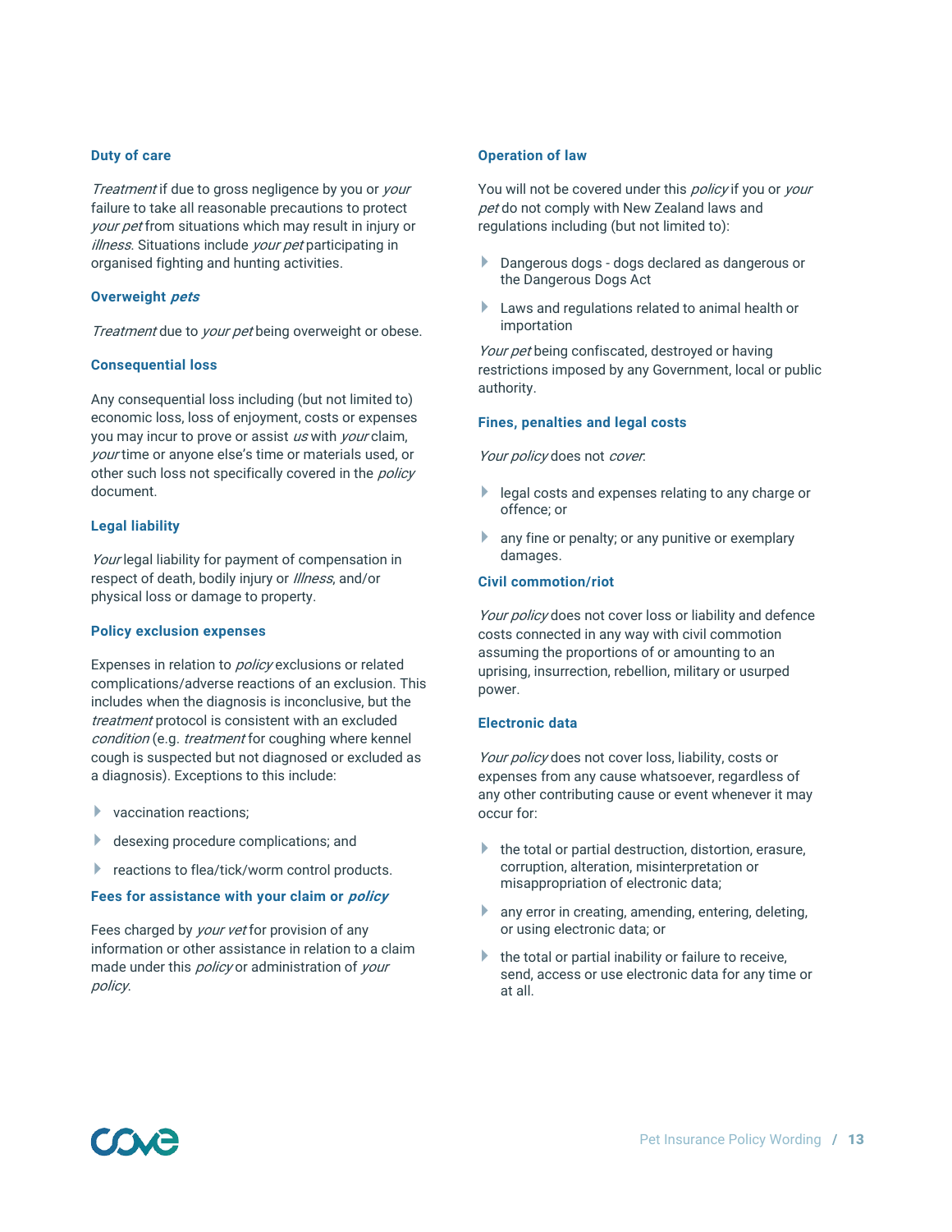### Duty of care

*Treatment* if due to gross negligence by you or *your* failure to take all reasonable precautions to protect *your pet* from situations which may result in injury or *illness*. Situations include *your pet* participating in organised fighting and hunting activities.

### Overweight *pets*

*Treatment* due to *your pet* being overweight or obese.

### Consequential loss

Any consequential loss including (but not limited to) economic loss, loss of enjoyment, costs or expenses you may incur to prove or assist *us* with *your* claim, *your* time or anyone else's time or materials used, or other such loss not specifically covered in the *policy* document.

### Legal liability

*Your* legal liability for payment of compensation in respect of death, bodily injury or *Illness*, and/or physical loss or damage to property.

### Policy exclusion expenses

Expenses in relation to *policy* exclusions or related complications/adverse reactions of an exclusion. This includes when the diagnosis is inconclusive, but the *treatment* protocol is consistent with an excluded *condition* (e.g. *treatment* for coughing where kennel cough is suspected but not diagnosed or excluded as a diagnosis). Exceptions to this include:

- vaccination reactions;
- desexing procedure complications; and
- reactions to flea/tick/worm control products.

### Fees for assistance with your claim or *policy*

Fees charged by *your vet* for provision of any information or other assistance in relation to a claim made under this *policy* or administration of *your policy*.

### Operation of law

You will not be covered under this *policy* if you or *your pet* do not comply with New Zealand laws and regulations including (but not limited to):

- Dangerous dogs - dogs declared as dangerous or the Dangerous Dogs Act
- Laws and regulations related to animal health or importation

*Your pet* being confiscated, destroyed or having restrictions imposed by any Government, local or public authority.

### Fines, penalties and legal costs

*Your policy* does not *cover*.

- legal costs and expenses relating to any charge or offence; or
- any fine or penalty; or any punitive or exemplary damages.

### Civil commotion/riot

*Your policy* does not cover loss or liability and defence costs connected in any way with civil commotion assuming the proportions of or amounting to an uprising, insurrection, rebellion, military or usurped power.

### Electronic data

*Your policy* does not cover loss, liability, costs or expenses from any cause whatsoever, regardless of any other contributing cause or event whenever it may occur for:

- the total or partial destruction, distortion, erasure, corruption, alteration, misinterpretation or misappropriation of electronic data;
- any error in creating, amending, entering, deleting, or using electronic data; or
- the total or partial inability or failure to receive, send, access or use electronic data for any time or at all.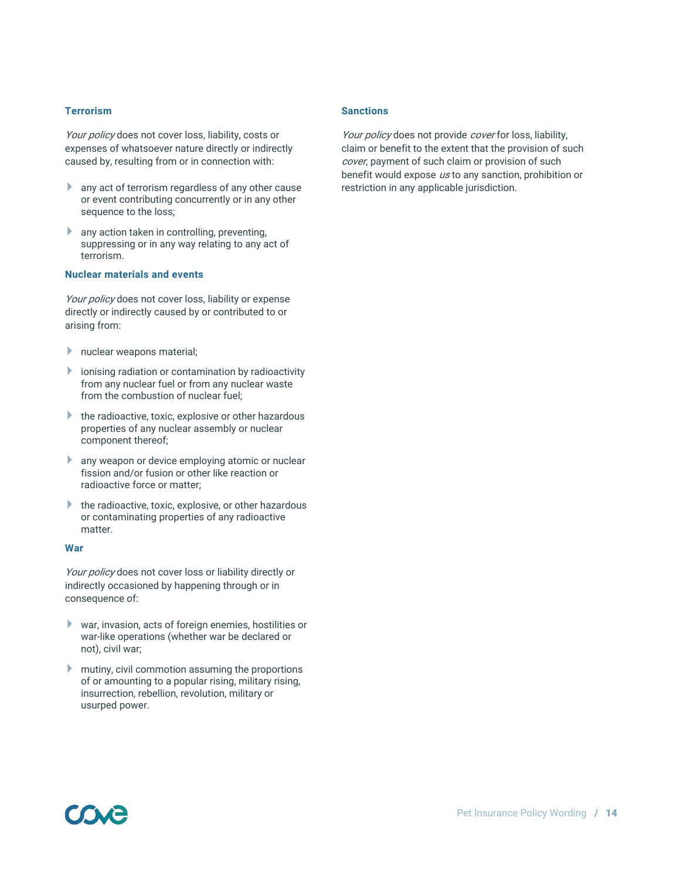### Terrorism

*Your policy* does not cover loss, liability, costs or expenses of whatsoever nature directly or indirectly caused by, resulting from or in connection with:

- any act of terrorism regardless of any other cause or event contributing concurrently or in any other sequence to the loss;
- any action taken in controlling, preventing, suppressing or in any way relating to any act of terrorism.

### Nuclear materials and events

*Your policy* does not cover loss, liability or expense directly or indirectly caused by or contributed to or arising from:

- nuclear weapons material;
- ionising radiation or contamination by radioactivity from any nuclear fuel or from any nuclear waste from the combustion of nuclear fuel;
- the radioactive, toxic, explosive or other hazardous properties of any nuclear assembly or nuclear component thereof;
- any weapon or device employing atomic or nuclear fission and/or fusion or other like reaction or radioactive force or matter;
- the radioactive, toxic, explosive, or other hazardous or contaminating properties of any radioactive matter.

### War

*Your policy* does not cover loss or liability directly or indirectly occasioned by happening through or in consequence of:

- war, invasion, acts of foreign enemies, hostilities or war-like operations (whether war be declared or not), civil war;
- mutiny, civil commotion assuming the proportions of or amounting to a popular rising, military rising, insurrection, rebellion, revolution, military or usurped power.

### Sanctions

*Your policy* does not provide *cover* for loss, liability, claim or benefit to the extent that the provision of such *cover*, payment of such claim or provision of such benefit would expose *us* to any sanction, prohibition or restriction in any applicable jurisdiction.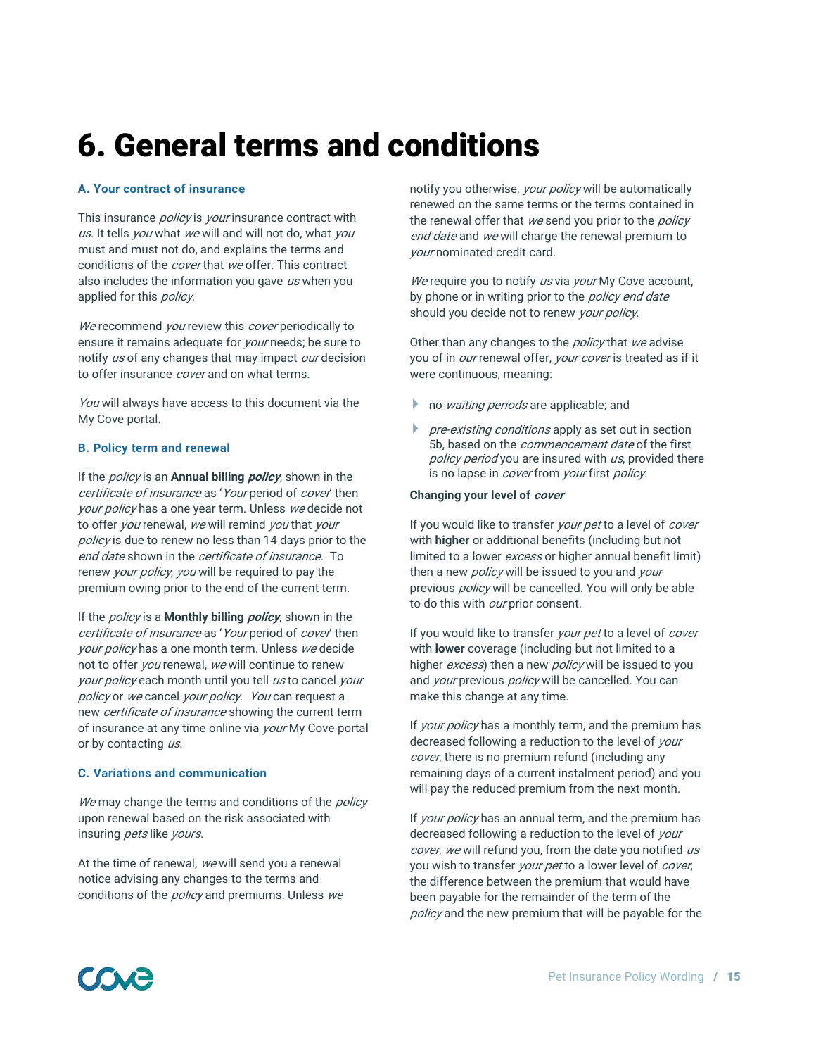# 6. General terms and conditions

### A. Your contract of insurance

This insurance *policy* is *your* insurance contract with *us*. It tells *you* what *we* will and will not do, what *you* must and must not do, and explains the terms and conditions of the *cover* that *we* offer. This contract also includes the information you gave *us* when you applied for this *policy*.

*We* recommend *you* review this *cover* periodically to ensure it remains adequate for *your* needs; be sure to notify *us* of any changes that may impact *our* decision to offer insurance *cover* and on what terms.

*You* will always have access to this document via the My Cove portal.

### B. Policy term and renewal

If the *policy* is an **Annual billing *policy***, shown in the *certificate of insurance* as '*Your* period of *cover*' then *your policy* has a one year term. Unless *we* decide not to offer *you* renewal, *we* will remind *you* that *your policy* is due to renew no less than 14 days prior to the *end date* shown in the *certificate of insurance*. To renew *your policy*, *you* will be required to pay the premium owing prior to the end of the current term.

If the *policy* is a **Monthly billing *policy***, shown in the *certificate of insurance* as '*Your* period of *cover*' then *your policy* has a one month term. Unless *we* decide not to offer *you* renewal, *we* will continue to renew *your policy* each month until you tell *us* to cancel *your policy* or *we* cancel *your policy*. *You* can request a new *certificate of insurance* showing the current term of insurance at any time online via *your* My Cove portal or by contacting *us*.

### C. Variations and communication

*We* may change the terms and conditions of the *policy* upon renewal based on the risk associated with insuring *pets* like *yours*.

At the time of renewal, *we* will send you a renewal notice advising any changes to the terms and conditions of the *policy* and premiums. Unless *we* notify you otherwise, *your policy* will be automatically renewed on the same terms or the terms contained in the renewal offer that *we* send you prior to the *policy end date* and *we* will charge the renewal premium to *your* nominated credit card.

*We* require you to notify *us* via *your* My Cove account, by phone or in writing prior to the *policy end date* should you decide not to renew *your policy*.

Other than any changes to the *policy* that *we* advise you of in *our* renewal offer, *your cover* is treated as if it were continuous, meaning:

- no *waiting periods* are applicable; and
- *pre-existing conditions* apply as set out in section 5b, based on the *commencement date* of the first *policy period* you are insured with *us*, provided there is no lapse in *cover* from *your* first *policy*.

**Changing your level of *cover***

If you would like to transfer *your pet* to a level of *cover* with **higher** or additional benefits (including but not limited to a lower *excess* or higher annual benefit limit) then a new *policy* will be issued to you and *your* previous *policy* will be cancelled. You will only be able to do this with *our* prior consent.

If you would like to transfer *your pet* to a level of *cover* with **lower** coverage (including but not limited to a higher *excess*) then a new *policy* will be issued to you and *your* previous *policy* will be cancelled. You can make this change at any time.

If *your policy* has a monthly term, and the premium has decreased following a reduction to the level of *your cover*, there is no premium refund (including any remaining days of a current instalment period) and you will pay the reduced premium from the next month.

If *your policy* has an annual term, and the premium has decreased following a reduction to the level of *your cover*, *we* will refund you, from the date you notified *us* you wish to transfer *your pet* to a lower level of *cover*, the difference between the premium that would have been payable for the remainder of the term of the *policy* and the new premium that will be payable for the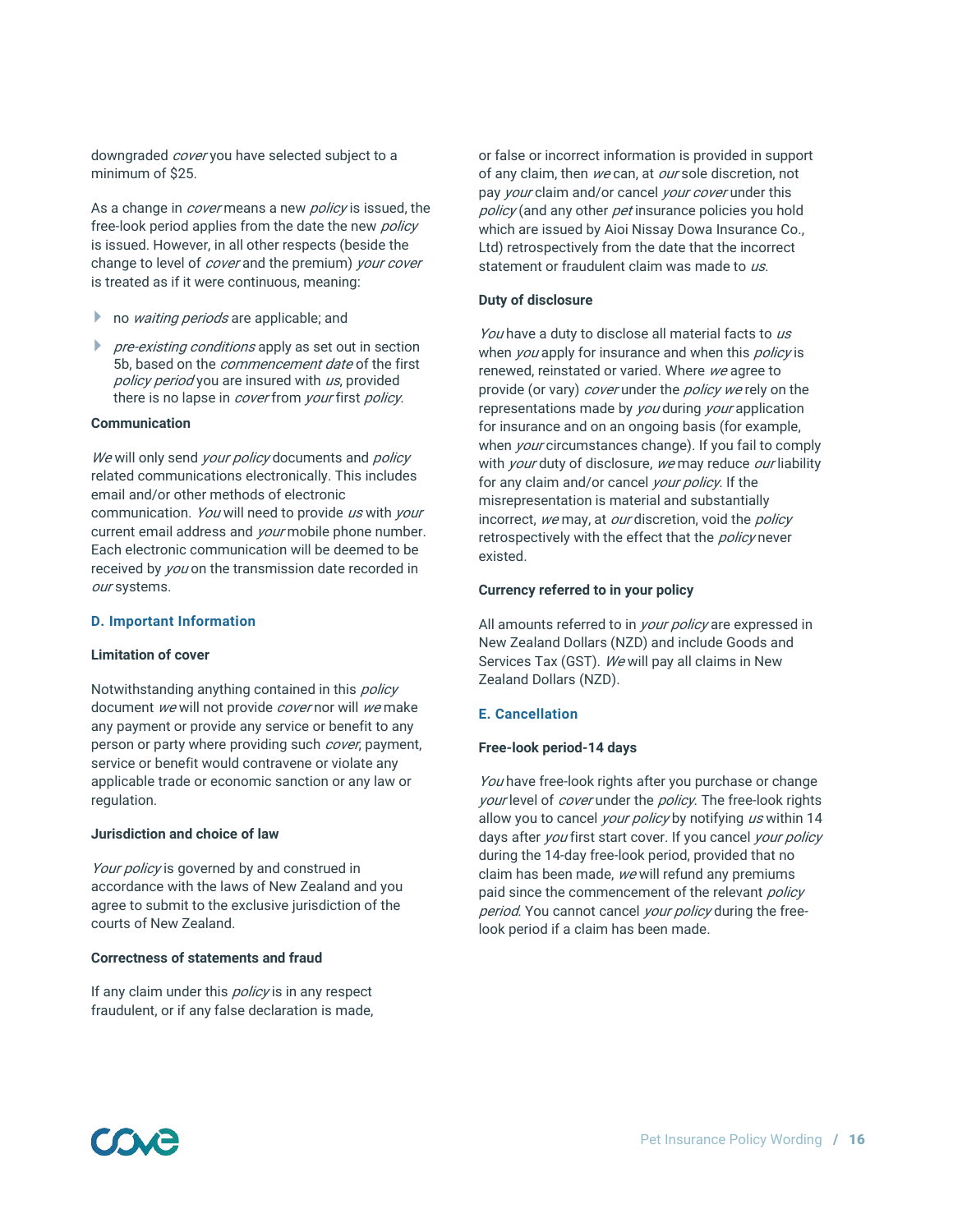downgraded *cover* you have selected subject to a minimum of $25.

As a change in *cover* means a new *policy* is issued, the free-look period applies from the date the new *policy* is issued. However, in all other respects (beside the change to level of *cover* and the premium) *your cover* is treated as if it were continuous, meaning:

- no *waiting periods* are applicable; and
- *pre-existing conditions* apply as set out in section 5b, based on the *commencement date* of the first *policy period* you are insured with *us*, provided there is no lapse in *cover* from *your* first *policy*.

**Communication**

*We* will only send *your policy* documents and *policy* related communications electronically. This includes email and/or other methods of electronic communication. *You* will need to provide *us* with *your* current email address and *your* mobile phone number. Each electronic communication will be deemed to be received by *you* on the transmission date recorded in *our* systems.

## D. Important Information

**Limitation of cover**

Notwithstanding anything contained in this *policy* document *we* will not provide *cover* nor will *we* make any payment or provide any service or benefit to any person or party where providing such *cover*, payment, service or benefit would contravene or violate any applicable trade or economic sanction or any law or regulation.

**Jurisdiction and choice of law**

*Your policy* is governed by and construed in accordance with the laws of New Zealand and you agree to submit to the exclusive jurisdiction of the courts of New Zealand.

**Correctness of statements and fraud**

If any claim under this *policy* is in any respect fraudulent, or if any false declaration is made, or false or incorrect information is provided in support of any claim, then *we* can, at *our* sole discretion, not pay *your* claim and/or cancel *your cover* under this *policy* (and any other *pet* insurance policies you hold which are issued by Aioi Nissay Dowa Insurance Co., Ltd) retrospectively from the date that the incorrect statement or fraudulent claim was made to *us*.

**Duty of disclosure**

*You* have a duty to disclose all material facts to *us* when *you* apply for insurance and when this *policy* is renewed, reinstated or varied. Where *we* agree to provide (or vary) *cover* under the *policy we* rely on the representations made by *you* during *your* application for insurance and on an ongoing basis (for example, when *your* circumstances change). If you fail to comply with *your* duty of disclosure, *we* may reduce *our* liability for any claim and/or cancel *your policy*. If the misrepresentation is material and substantially incorrect, *we* may, at *our* discretion, void the *policy* retrospectively with the effect that the *policy* never existed.

**Currency referred to in your policy**

All amounts referred to in *your policy* are expressed in New Zealand Dollars (NZD) and include Goods and Services Tax (GST). *We* will pay all claims in New Zealand Dollars (NZD).

## E. Cancellation

**Free-look period-14 days**

*You* have free-look rights after you purchase or change *your* level of *cover* under the *policy*. The free-look rights allow you to cancel *your policy* by notifying *us* within 14 days after *you* first start cover. If you cancel *your policy* during the 14-day free-look period, provided that no claim has been made, *we* will refund any premiums paid since the commencement of the relevant *policy period*. You cannot cancel *your policy* during the free-look period if a claim has been made.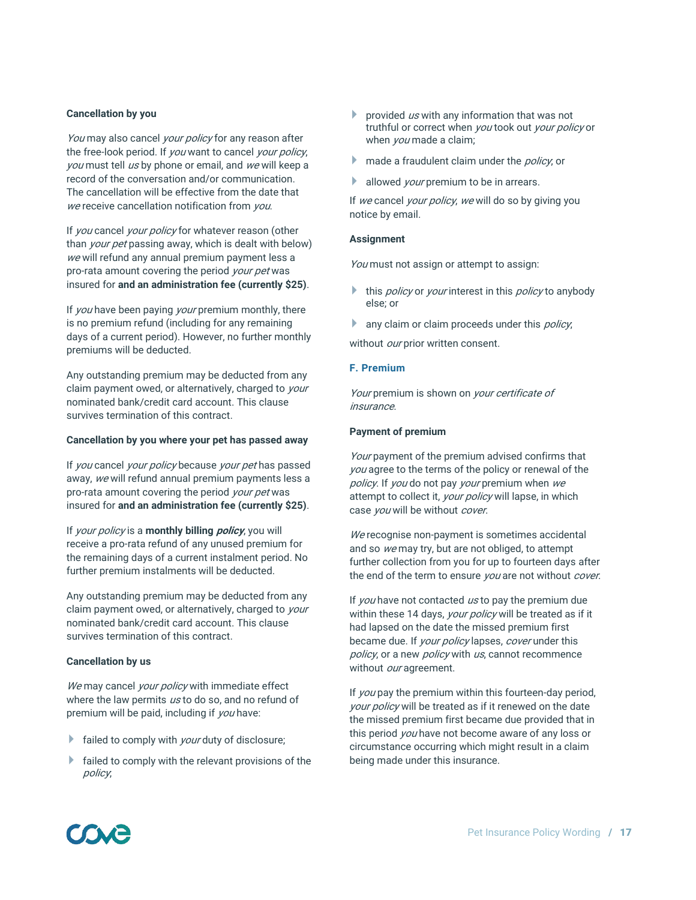**Cancellation by you**

*You* may also cancel *your policy* for any reason after the free-look period. If *you* want to cancel *your policy*, *you* must tell *us* by phone or email, and *we* will keep a record of the conversation and/or communication. The cancellation will be effective from the date that *we* receive cancellation notification from *you*.

If *you* cancel *your policy* for whatever reason (other than *your pet* passing away, which is dealt with below) *we* will refund any annual premium payment less a pro-rata amount covering the period *your pet* was insured for **and an administration fee (currently $25)**.

If *you* have been paying *your* premium monthly, there is no premium refund (including for any remaining days of a current period). However, no further monthly premiums will be deducted.

Any outstanding premium may be deducted from any claim payment owed, or alternatively, charged to *your* nominated bank/credit card account. This clause survives termination of this contract.

**Cancellation by you where your pet has passed away**

If *you* cancel *your policy* because *your pet* has passed away, *we* will refund annual premium payments less a pro-rata amount covering the period *your pet* was insured for **and an administration fee (currently $25)**.

If *your policy* is a **monthly billing *policy***, you will receive a pro-rata refund of any unused premium for the remaining days of a current instalment period. No further premium instalments will be deducted.

Any outstanding premium may be deducted from any claim payment owed, or alternatively, charged to *your* nominated bank/credit card account. This clause survives termination of this contract.

**Cancellation by us**

*We* may cancel *your policy* with immediate effect where the law permits *us* to do so, and no refund of premium will be paid, including if *you* have:

- failed to comply with *your* duty of disclosure;
- failed to comply with the relevant provisions of the *policy*;
- provided *us* with any information that was not truthful or correct when *you* took out *your policy* or when *you* made a claim;
- made a fraudulent claim under the *policy*; or
- allowed *your* premium to be in arrears.

If *we* cancel *your policy*, *we* will do so by giving you notice by email.

**Assignment**

*You* must not assign or attempt to assign:

- this *policy* or *your* interest in this *policy* to anybody else; or
- any claim or claim proceeds under this *policy*,

without *our* prior written consent.

## F. Premium

*Your* premium is shown on *your certificate of insurance*.

**Payment of premium**

*Your* payment of the premium advised confirms that *you* agree to the terms of the policy or renewal of the *policy*. If *you* do not pay *your* premium when *we* attempt to collect it, *your policy* will lapse, in which case *you* will be without *cover*.

*We* recognise non-payment is sometimes accidental and so *we* may try, but are not obliged, to attempt further collection from you for up to fourteen days after the end of the term to ensure *you* are not without *cover*.

If *you* have not contacted *us* to pay the premium due within these 14 days, *your policy* will be treated as if it had lapsed on the date the missed premium first became due. If *your policy* lapses, *cover* under this *policy*, or a new *policy* with *us*, cannot recommence without *our* agreement.

If *you* pay the premium within this fourteen-day period, *your policy* will be treated as if it renewed on the date the missed premium first became due provided that in this period *you* have not become aware of any loss or circumstance occurring which might result in a claim being made under this insurance.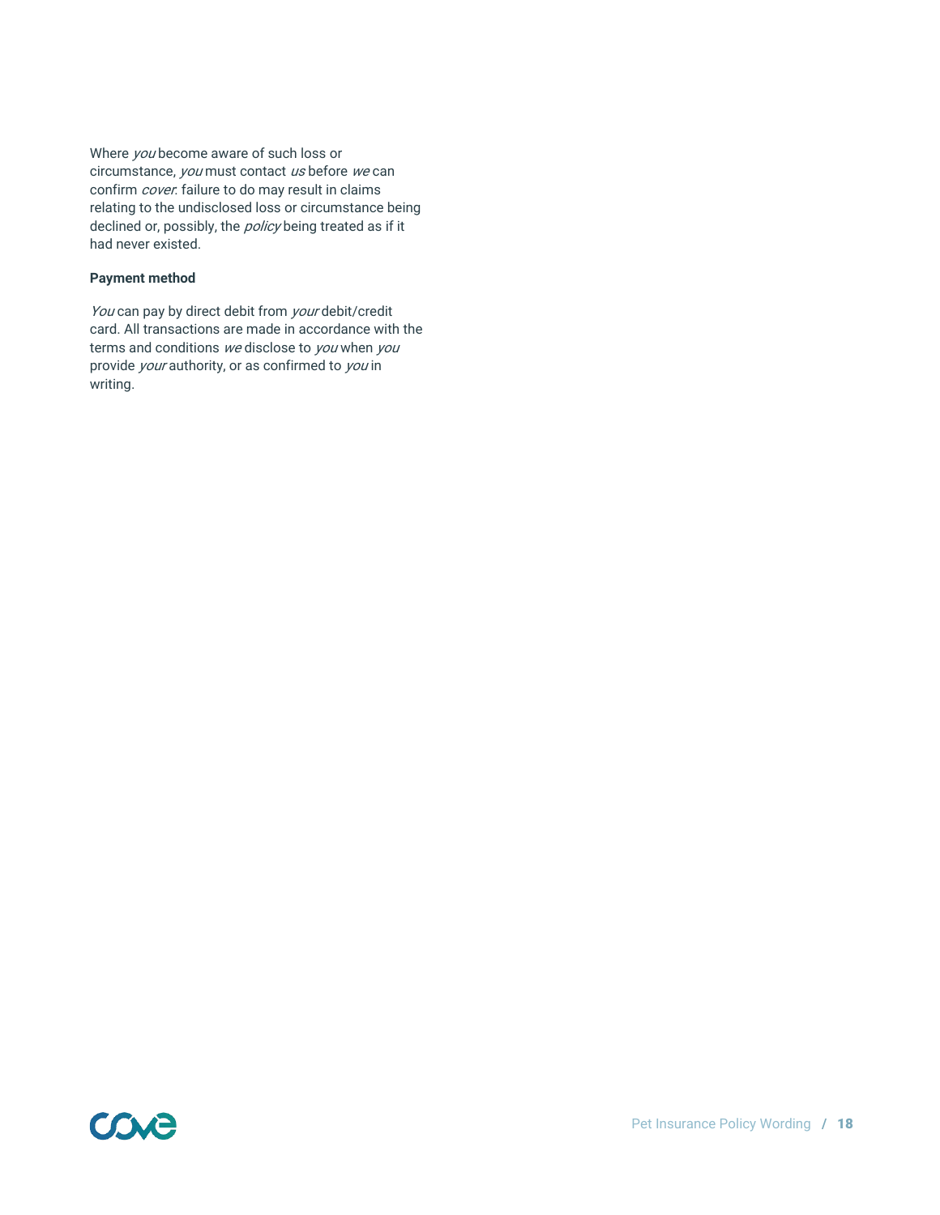Where *you* become aware of such loss or circumstance, *you* must contact *us* before *we* can confirm *cover*: failure to do may result in claims relating to the undisclosed loss or circumstance being declined or, possibly, the *policy* being treated as if it had never existed.

**Payment method**

*You* can pay by direct debit from *your* debit/credit card. All transactions are made in accordance with the terms and conditions *we* disclose to *you* when *you* provide *your* authority, or as confirmed to *you* in writing.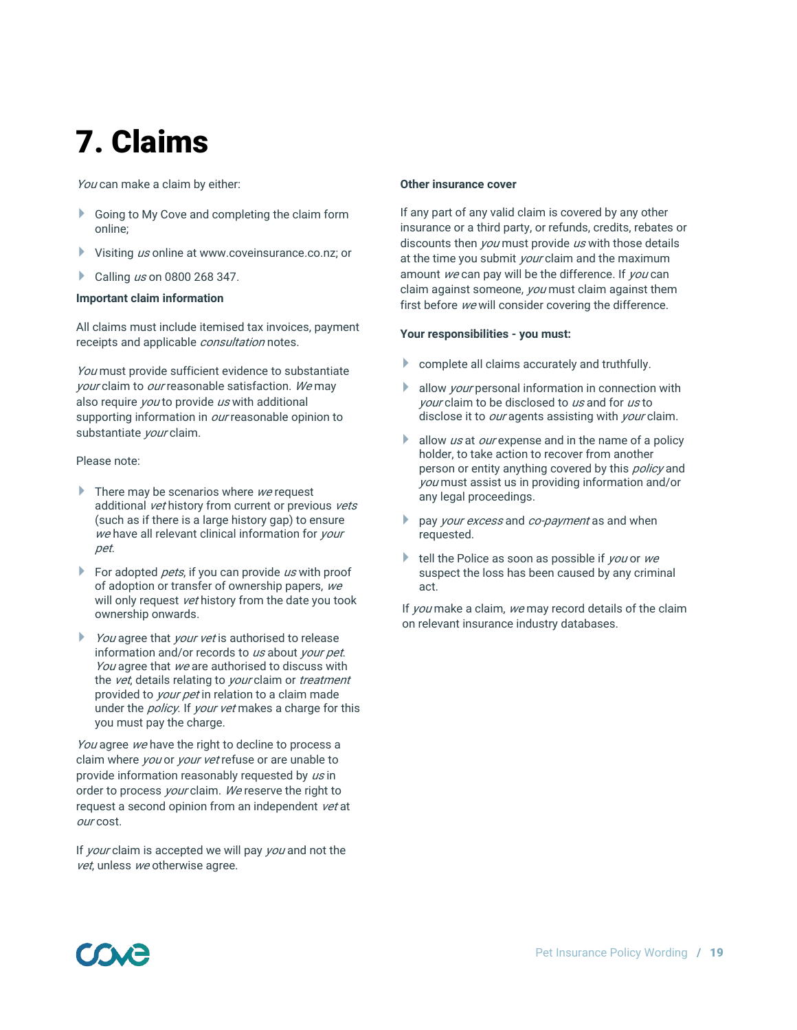# 7. Claims

*You* can make a claim by either:

- Going to My Cove and completing the claim form online;
- Visiting *us* online at www.coveinsurance.co.nz; or
- Calling *us* on 0800 268 347.

**Important claim information**

All claims must include itemised tax invoices, payment receipts and applicable *consultation* notes.

*You* must provide sufficient evidence to substantiate *your* claim to *our* reasonable satisfaction. *We* may also require *you* to provide *us* with additional supporting information in *our* reasonable opinion to substantiate *your* claim.

Please note:

- There may be scenarios where *we* request additional *vet* history from current or previous *vets* (such as if there is a large history gap) to ensure *we* have all relevant clinical information for *your pet*.
- For adopted *pets*, if you can provide *us* with proof of adoption or transfer of ownership papers, *we* will only request *vet* history from the date you took ownership onwards.
- *You* agree that *your vet* is authorised to release information and/or records to *us* about *your pet*. *You* agree that *we* are authorised to discuss with the *vet*, details relating to *your* claim or *treatment* provided to *your pet* in relation to a claim made under the *policy*. If *your vet* makes a charge for this you must pay the charge.

*You* agree *we* have the right to decline to process a claim where *you* or *your vet* refuse or are unable to provide information reasonably requested by *us* in order to process *your* claim. *We* reserve the right to request a second opinion from an independent *vet* at *our* cost.

If *your* claim is accepted we will pay *you* and not the *vet*, unless *we* otherwise agree.

**Other insurance cover**

If any part of any valid claim is covered by any other insurance or a third party, or refunds, credits, rebates or discounts then *you* must provide *us* with those details at the time you submit *your* claim and the maximum amount *we* can pay will be the difference. If *you* can claim against someone, *you* must claim against them first before *we* will consider covering the difference.

**Your responsibilities - you must:**

- complete all claims accurately and truthfully.
- allow *your* personal information in connection with *your* claim to be disclosed to *us* and for *us* to disclose it to *our* agents assisting with *your* claim.
- allow *us* at *our* expense and in the name of a policy holder, to take action to recover from another person or entity anything covered by this *policy* and *you* must assist us in providing information and/or any legal proceedings.
- pay *your excess* and *co-payment* as and when requested.
- tell the Police as soon as possible if *you* or *we* suspect the loss has been caused by any criminal act.

If *you* make a claim, *we* may record details of the claim on relevant insurance industry databases.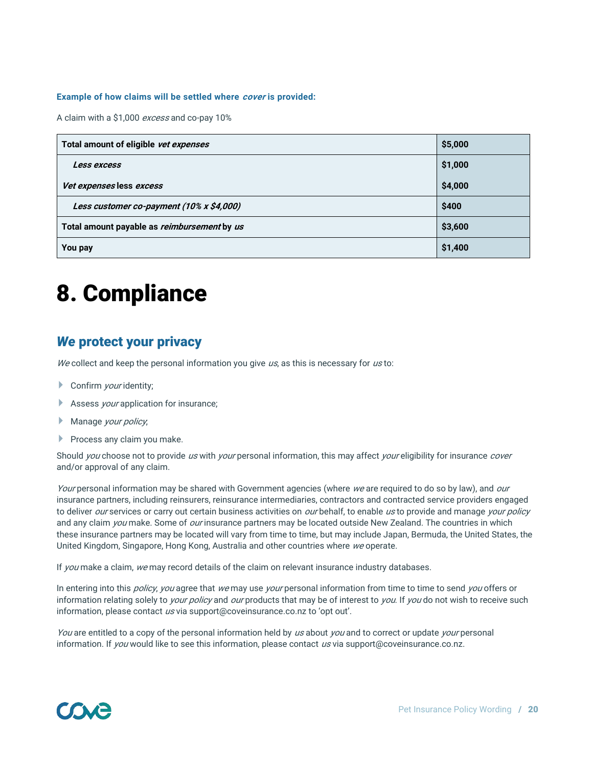**Example of how claims will be settled where *cover* is provided:**

A claim with a $1,000 *excess* and co-pay 10%

| **Total amount of eligible *vet expenses*** | **$5,000** |
|---|---|
| ***Less excess*** | **$1,000** |
| ***Vet expenses* less *excess*** | **$4,000** |
| ***Less customer co-payment (10% x $4,000)*** | **$400** |
| **Total amount payable as *reimbursement* by *us*** | **$3,600** |
| **You pay** | **$1,400** |

# 8. Compliance

## *We* protect your privacy

*We* collect and keep the personal information you give *us*, as this is necessary for *us* to:

- Confirm *your* identity;
- Assess *your* application for insurance;
- Manage *your policy*;
- Process any claim you make.

Should *you* choose not to provide *us* with *your* personal information, this may affect *your* eligibility for insurance *cover* and/or approval of any claim.

*Your* personal information may be shared with Government agencies (where *we* are required to do so by law), and *our* insurance partners, including reinsurers, reinsurance intermediaries, contractors and contracted service providers engaged to deliver *our* services or carry out certain business activities on *our* behalf, to enable *us* to provide and manage *your policy* and any claim *you* make. Some of *our* insurance partners may be located outside New Zealand. The countries in which these insurance partners may be located will vary from time to time, but may include Japan, Bermuda, the United States, the United Kingdom, Singapore, Hong Kong, Australia and other countries where *we* operate.

If *you* make a claim, *we* may record details of the claim on relevant insurance industry databases.

In entering into this *policy*, *you* agree that *we* may use *your* personal information from time to time to send *you* offers or information relating solely to *your policy* and *our* products that may be of interest to *you*. If *you* do not wish to receive such information, please contact *us* via support@coveinsurance.co.nz to 'opt out'.

*You* are entitled to a copy of the personal information held by *us* about *you* and to correct or update *your* personal information. If *you* would like to see this information, please contact *us* via support@coveinsurance.co.nz.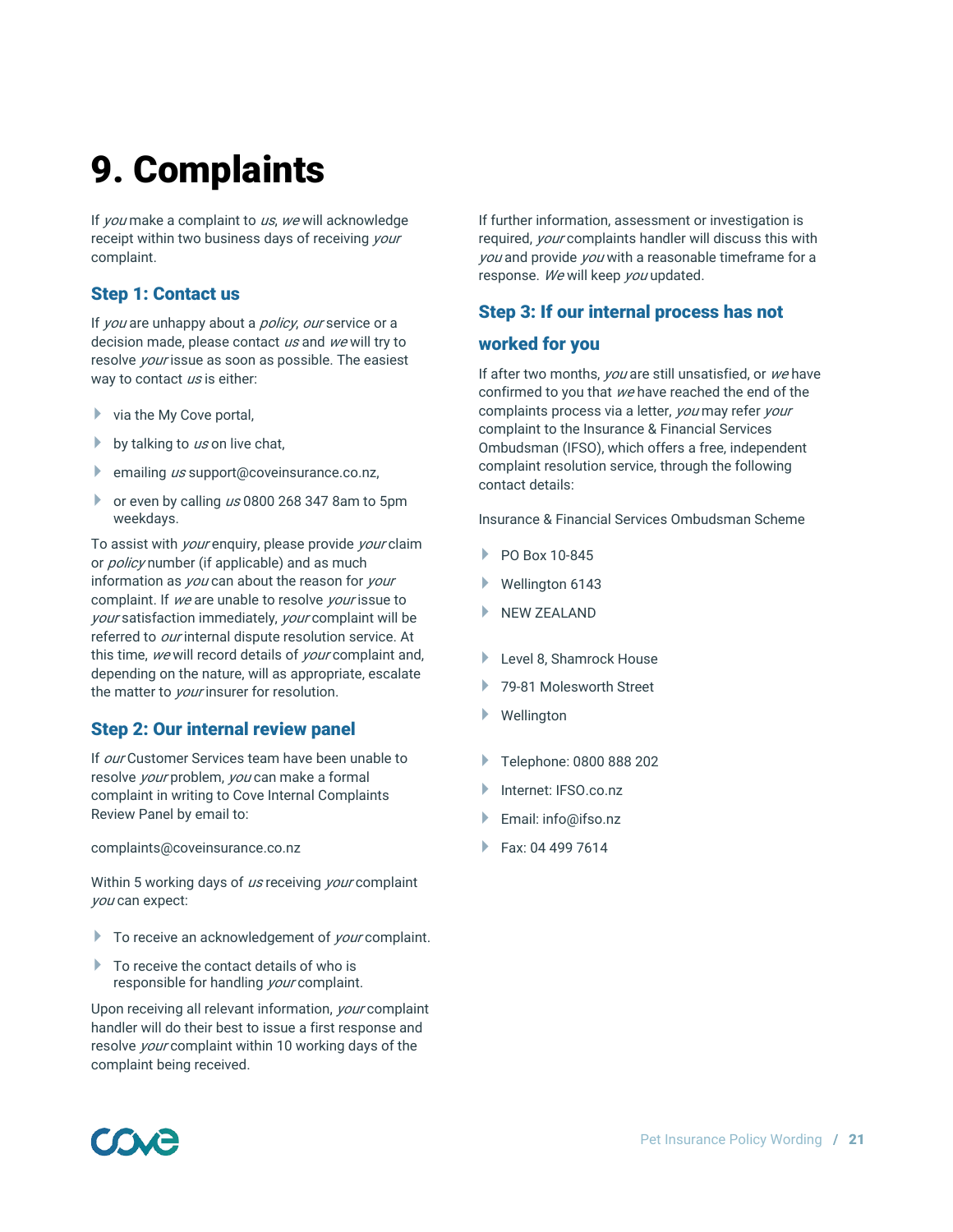# 9. Complaints

If *you* make a complaint to *us*, *we* will acknowledge receipt within two business days of receiving *your* complaint.

## Step 1: Contact us

If *you* are unhappy about a *policy*, *our* service or a decision made, please contact *us* and *we* will try to resolve *your* issue as soon as possible. The easiest way to contact *us* is either:

- via the My Cove portal,
- by talking to *us* on live chat,
- emailing *us* support@coveinsurance.co.nz,
- or even by calling *us* 0800 268 347 8am to 5pm weekdays.

To assist with *your* enquiry, please provide *your* claim or *policy* number (if applicable) and as much information as *you* can about the reason for *your* complaint. If *we* are unable to resolve *your* issue to *your* satisfaction immediately, *your* complaint will be referred to *our* internal dispute resolution service. At this time, *we* will record details of *your* complaint and, depending on the nature, will as appropriate, escalate the matter to *your* insurer for resolution.

## Step 2: Our internal review panel

If *our* Customer Services team have been unable to resolve *your* problem, *you* can make a formal complaint in writing to Cove Internal Complaints Review Panel by email to:

complaints@coveinsurance.co.nz

Within 5 working days of *us* receiving *your* complaint *you* can expect:

- To receive an acknowledgement of *your* complaint.
- To receive the contact details of who is responsible for handling *your* complaint.

Upon receiving all relevant information, *your* complaint handler will do their best to issue a first response and resolve *your* complaint within 10 working days of the complaint being received.

If further information, assessment or investigation is required, *your* complaints handler will discuss this with *you* and provide *you* with a reasonable timeframe for a response. *We* will keep *you* updated.

## Step 3: If our internal process has not worked for you

If after two months, *you* are still unsatisfied, or *we* have confirmed to you that *we* have reached the end of the complaints process via a letter, *you* may refer *your* complaint to the Insurance & Financial Services Ombudsman (IFSO), which offers a free, independent complaint resolution service, through the following contact details:

Insurance & Financial Services Ombudsman Scheme

- PO Box 10-845
- Wellington 6143
- NEW ZEALAND

- Level 8, Shamrock House
- 79-81 Molesworth Street
- Wellington

- Telephone: 0800 888 202
- Internet: IFSO.co.nz
- Email: info@ifso.nz
- Fax: 04 499 7614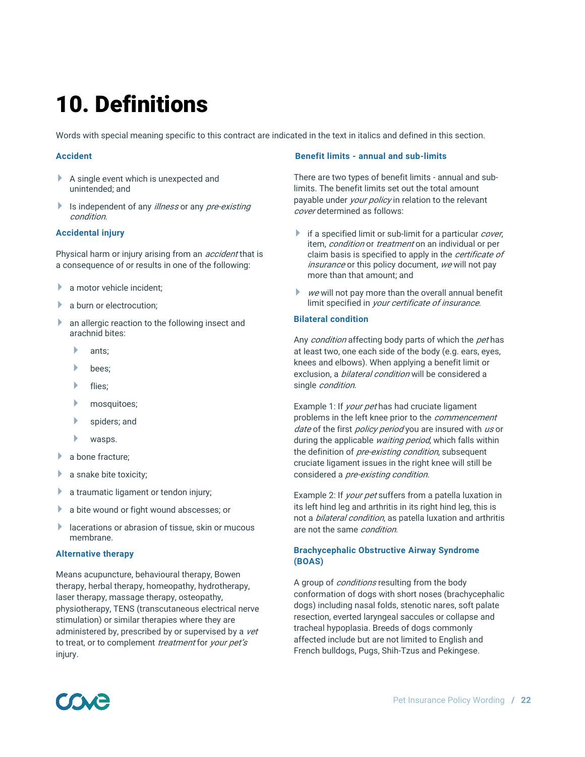# 10. Definitions

Words with special meaning specific to this contract are indicated in the text in italics and defined in this section.

### Accident

- A single event which is unexpected and unintended; and
- Is independent of any *illness* or any *pre-existing condition.*

### Accidental injury

Physical harm or injury arising from an *accident* that is a consequence of or results in one of the following:

- a motor vehicle incident;
- a burn or electrocution;
- an allergic reaction to the following insect and arachnid bites:
  - ants;
  - bees;
  - flies;
  - mosquitoes;
  - spiders; and
  - wasps.
- a bone fracture;
- a snake bite toxicity;
- a traumatic ligament or tendon injury;
- a bite wound or fight wound abscesses; or
- lacerations or abrasion of tissue, skin or mucous membrane.

### Alternative therapy

Means acupuncture, behavioural therapy, Bowen therapy, herbal therapy, homeopathy, hydrotherapy, laser therapy, massage therapy, osteopathy, physiotherapy, TENS (transcutaneous electrical nerve stimulation) or similar therapies where they are administered by, prescribed by or supervised by a *vet* to treat, or to complement *treatment* for *your pet's* injury.

### Benefit limits - annual and sub-limits

There are two types of benefit limits - annual and sub-limits. The benefit limits set out the total amount payable under *your policy* in relation to the relevant *cover* determined as follows:

- if a specified limit or sub-limit for a particular *cover*, item, *condition* or *treatment* on an individual or per claim basis is specified to apply in the *certificate of insurance* or this policy document, *we* will not pay more than that amount; and
- *we* will not pay more than the overall annual benefit limit specified in *your certificate of insurance.*

### Bilateral condition

Any *condition* affecting body parts of which the *pet* has at least two, one each side of the body (e.g. ears, eyes, knees and elbows). When applying a benefit limit or exclusion, a *bilateral condition* will be considered a single *condition.*

Example 1: If *your pet* has had cruciate ligament problems in the left knee prior to the *commencement date* of the first *policy period* you are insured with *us* or during the applicable *waiting period*, which falls within the definition of *pre-existing condition*, subsequent cruciate ligament issues in the right knee will still be considered a *pre-existing condition.*

Example 2: If *your pet* suffers from a patella luxation in its left hind leg and arthritis in its right hind leg, this is not a *bilateral condition*, as patella luxation and arthritis are not the same *condition.*

### Brachycephalic Obstructive Airway Syndrome (BOAS)

A group of *conditions* resulting from the body conformation of dogs with short noses (brachycephalic dogs) including nasal folds, stenotic nares, soft palate resection, everted laryngeal saccules or collapse and tracheal hypoplasia. Breeds of dogs commonly affected include but are not limited to English and French bulldogs, Pugs, Shih-Tzus and Pekingese.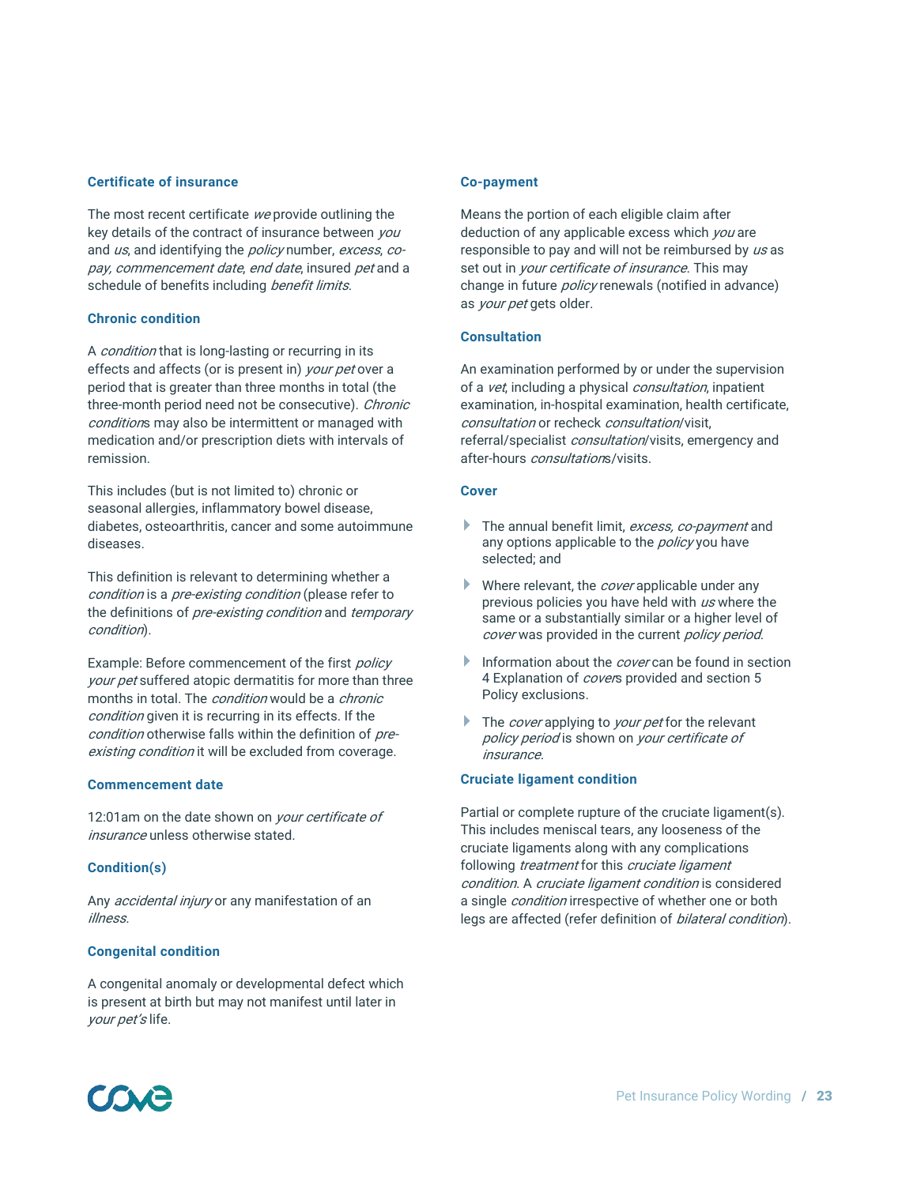### Certificate of insurance

The most recent certificate *we* provide outlining the key details of the contract of insurance between *you* and *us*, and identifying the *policy* number, *excess*, *co-pay, commencement date*, *end date*, insured *pet* and a schedule of benefits including *benefit limits*.

### Chronic condition

A *condition* that is long-lasting or recurring in its effects and affects (or is present in) *your pet* over a period that is greater than three months in total (the three-month period need not be consecutive). *Chronic conditions* may also be intermittent or managed with medication and/or prescription diets with intervals of remission.

This includes (but is not limited to) chronic or seasonal allergies, inflammatory bowel disease, diabetes, osteoarthritis, cancer and some autoimmune diseases.

This definition is relevant to determining whether a *condition* is a *pre-existing condition* (please refer to the definitions of *pre-existing condition* and *temporary condition*).

Example: Before commencement of the first *policy your pet* suffered atopic dermatitis for more than three months in total. The *condition* would be a *chronic condition* given it is recurring in its effects. If the *condition* otherwise falls within the definition of *pre-existing condition* it will be excluded from coverage.

### Commencement date

12:01am on the date shown on *your certificate of insurance* unless otherwise stated.

### Condition(s)

Any *accidental injury* or any manifestation of an *illness*.

### Congenital condition

A congenital anomaly or developmental defect which is present at birth but may not manifest until later in *your pet's* life.

### Co-payment

Means the portion of each eligible claim after deduction of any applicable excess which *you* are responsible to pay and will not be reimbursed by *us* as set out in *your certificate of insurance*. This may change in future *policy* renewals (notified in advance) as *your pet* gets older.

### Consultation

An examination performed by or under the supervision of a *vet*, including a physical *consultation*, inpatient examination, in-hospital examination, health certificate, *consultation* or recheck *consultation*/visit, referral/specialist *consultation*/visits, emergency and after-hours *consultations*/visits.

### Cover

- The annual benefit limit, *excess*, *co-payment* and any options applicable to the *policy* you have selected; and
- Where relevant, the *cover* applicable under any previous policies you have held with *us* where the same or a substantially similar or a higher level of *cover* was provided in the current *policy period*.
- Information about the *cover* can be found in section 4 Explanation of *covers* provided and section 5 Policy exclusions.
- The *cover* applying to *your pet* for the relevant *policy period* is shown on *your certificate of insurance*.

### Cruciate ligament condition

Partial or complete rupture of the cruciate ligament(s). This includes meniscal tears, any looseness of the cruciate ligaments along with any complications following *treatment* for this *cruciate ligament condition*. A *cruciate ligament condition* is considered a single *condition* irrespective of whether one or both legs are affected (refer definition of *bilateral condition*).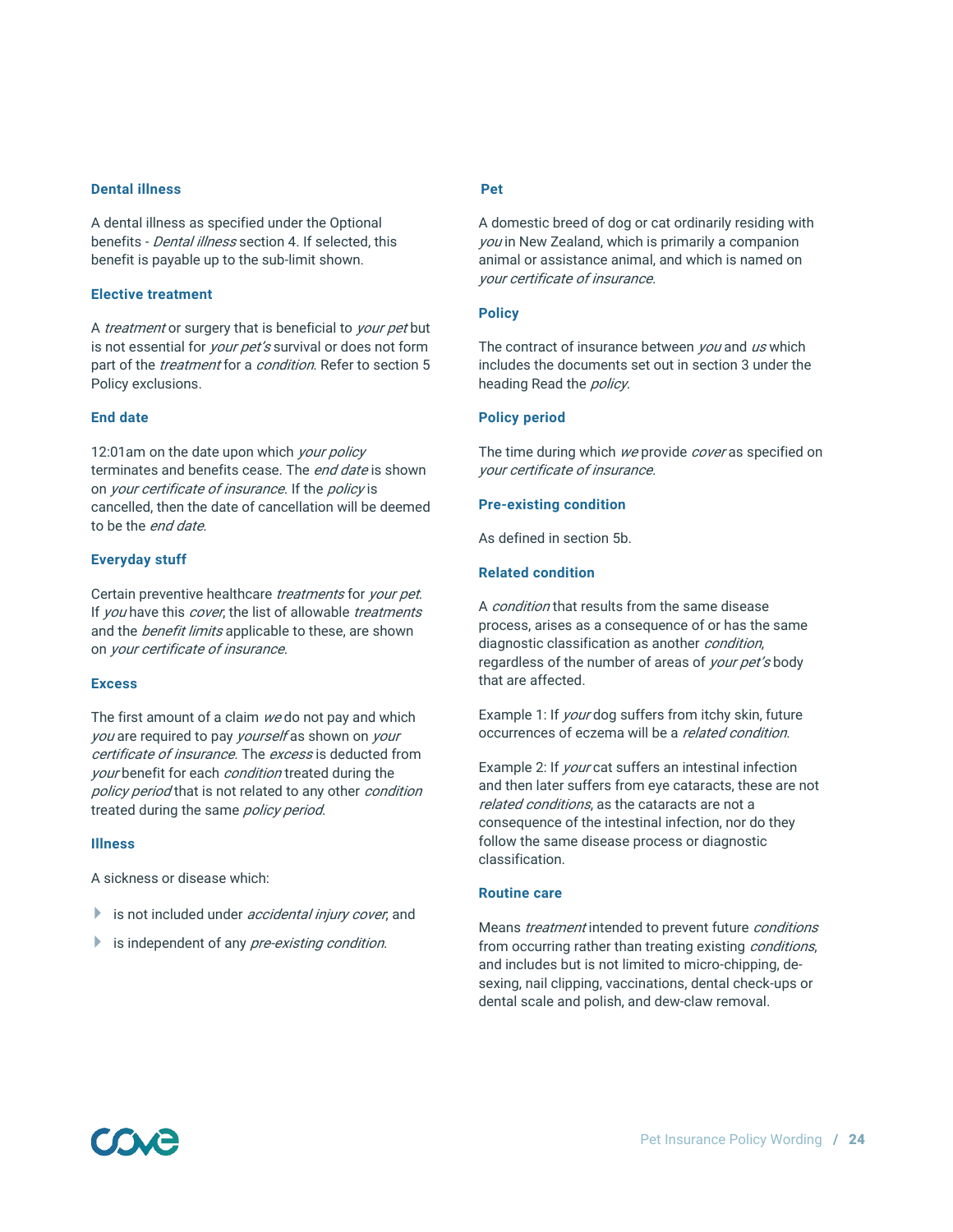### Dental illness

A dental illness as specified under the Optional benefits - *Dental illness* section 4. If selected, this benefit is payable up to the sub-limit shown.

### Elective treatment

A *treatment* or surgery that is beneficial to *your pet* but is not essential for *your pet's* survival or does not form part of the *treatment* for a *condition*. Refer to section 5 Policy exclusions.

### End date

12:01am on the date upon which *your policy* terminates and benefits cease. The *end date* is shown on *your certificate of insurance*. If the *policy* is cancelled, then the date of cancellation will be deemed to be the *end date*.

### Everyday stuff

Certain preventive healthcare *treatments* for *your pet*. If *you* have this *cover*, the list of allowable *treatments* and the *benefit limits* applicable to these, are shown on *your certificate of insurance*.

### Excess

The first amount of a claim *we* do not pay and which *you* are required to pay *yourself* as shown on *your certificate of insurance*. The *excess* is deducted from *your* benefit for each *condition* treated during the *policy period* that is not related to any other *condition* treated during the same *policy period*.

### Illness

A sickness or disease which:

- is not included under *accidental injury cover*, and
- is independent of any *pre-existing condition*.

### Pet

A domestic breed of dog or cat ordinarily residing with *you* in New Zealand, which is primarily a companion animal or assistance animal, and which is named on *your certificate of insurance*.

### Policy

The contract of insurance between *you* and *us* which includes the documents set out in section 3 under the heading Read the *policy*.

### Policy period

The time during which *we* provide *cover* as specified on *your certificate of insurance*.

### Pre-existing condition

As defined in section 5b.

### Related condition

A *condition* that results from the same disease process, arises as a consequence of or has the same diagnostic classification as another *condition*, regardless of the number of areas of *your pet's* body that are affected.

Example 1: If *your* dog suffers from itchy skin, future occurrences of eczema will be a *related condition*.

Example 2: If *your* cat suffers an intestinal infection and then later suffers from eye cataracts, these are not *related conditions*, as the cataracts are not a consequence of the intestinal infection, nor do they follow the same disease process or diagnostic classification.

### Routine care

Means *treatment* intended to prevent future *conditions* from occurring rather than treating existing *conditions*, and includes but is not limited to micro-chipping, de-sexing, nail clipping, vaccinations, dental check-ups or dental scale and polish, and dew-claw removal.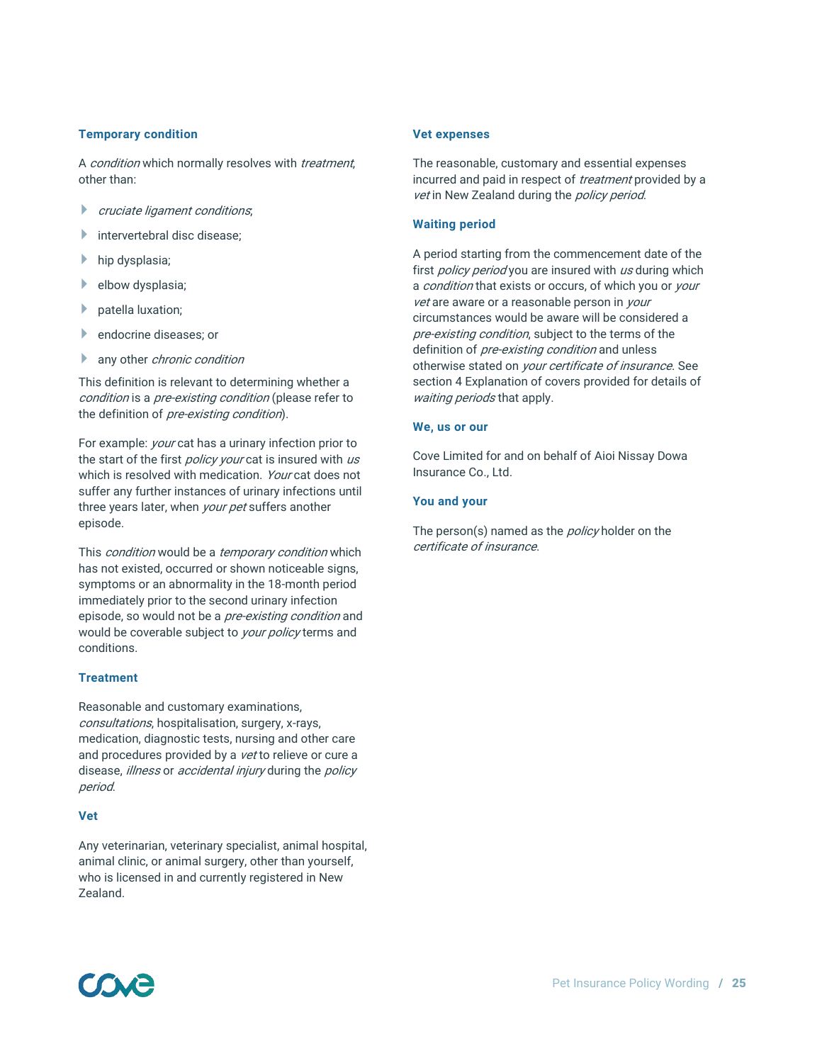### Temporary condition

A *condition* which normally resolves with *treatment*, other than:

- *cruciate ligament conditions*;
- intervertebral disc disease;
- hip dysplasia;
- elbow dysplasia;
- patella luxation;
- endocrine diseases; or
- any other *chronic condition*

This definition is relevant to determining whether a *condition* is a *pre-existing condition* (please refer to the definition of *pre-existing condition*).

For example: *your* cat has a urinary infection prior to the start of the first *policy your* cat is insured with *us* which is resolved with medication. *Your* cat does not suffer any further instances of urinary infections until three years later, when *your pet* suffers another episode.

This *condition* would be a *temporary condition* which has not existed, occurred or shown noticeable signs, symptoms or an abnormality in the 18-month period immediately prior to the second urinary infection episode, so would not be a *pre-existing condition* and would be coverable subject to *your policy* terms and conditions.

### Treatment

Reasonable and customary examinations, *consultations*, hospitalisation, surgery, x-rays, medication, diagnostic tests, nursing and other care and procedures provided by a *vet* to relieve or cure a disease, *illness* or *accidental injury* during the *policy period*.

### Vet

Any veterinarian, veterinary specialist, animal hospital, animal clinic, or animal surgery, other than yourself, who is licensed in and currently registered in New Zealand.

### Vet expenses

The reasonable, customary and essential expenses incurred and paid in respect of *treatment* provided by a *vet* in New Zealand during the *policy period*.

### Waiting period

A period starting from the commencement date of the first *policy period* you are insured with *us* during which a *condition* that exists or occurs, of which you or *your vet* are aware or a reasonable person in *your* circumstances would be aware will be considered a *pre-existing condition*, subject to the terms of the definition of *pre-existing condition* and unless otherwise stated on *your certificate of insurance*. See section 4 Explanation of covers provided for details of *waiting periods* that apply.

### We, us or our

Cove Limited for and on behalf of Aioi Nissay Dowa Insurance Co., Ltd.

### You and your

The person(s) named as the *policy* holder on the *certificate of insurance*.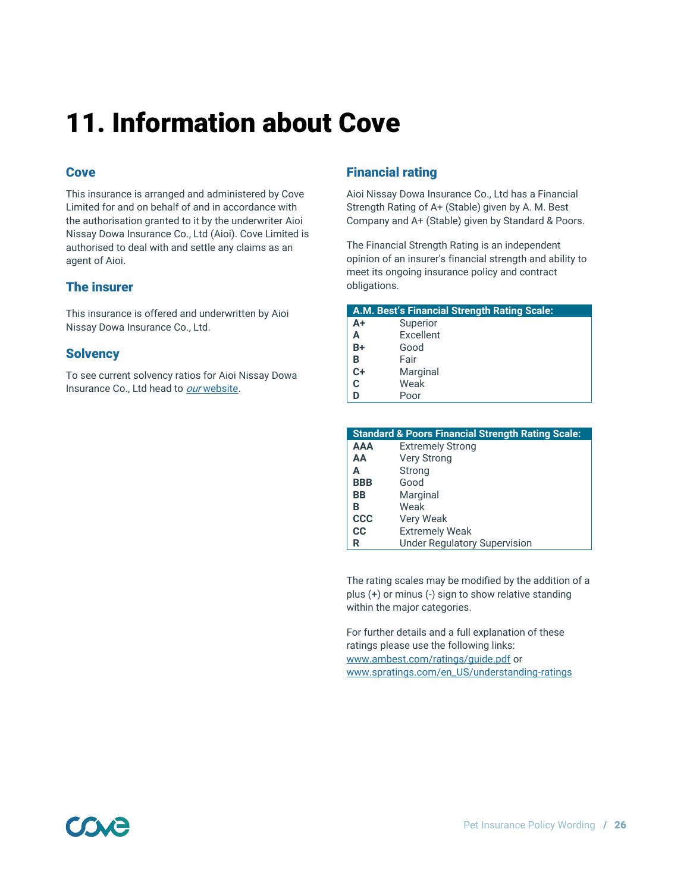# 11. Information about Cove

## Cove

This insurance is arranged and administered by Cove Limited for and on behalf of and in accordance with the authorisation granted to it by the underwriter Aioi Nissay Dowa Insurance Co., Ltd (Aioi). Cove Limited is authorised to deal with and settle any claims as an agent of Aioi.

## The insurer

This insurance is offered and underwritten by Aioi Nissay Dowa Insurance Co., Ltd.

## Solvency

To see current solvency ratios for Aioi Nissay Dowa Insurance Co., Ltd head to *our* website.

## Financial rating

Aioi Nissay Dowa Insurance Co., Ltd has a Financial Strength Rating of A+ (Stable) given by A. M. Best Company and A+ (Stable) given by Standard & Poors.

The Financial Strength Rating is an independent opinion of an insurer's financial strength and ability to meet its ongoing insurance policy and contract obligations.

| A.M. Best's Financial Strength Rating Scale: | |
|---|---|
| **A+** | Superior |
| **A** | Excellent |
| **B+** | Good |
| **B** | Fair |
| **C+** | Marginal |
| **C** | Weak |
| **D** | Poor |

| Standard & Poors Financial Strength Rating Scale: | |
|---|---|
| **AAA** | Extremely Strong |
| **AA** | Very Strong |
| **A** | Strong |
| **BBB** | Good |
| **BB** | Marginal |
| **B** | Weak |
| **CCC** | Very Weak |
| **CC** | Extremely Weak |
| **R** | Under Regulatory Supervision |

The rating scales may be modified by the addition of a plus (+) or minus (-) sign to show relative standing within the major categories.

For further details and a full explanation of these ratings please use the following links:
www.ambest.com/ratings/guide.pdf or
www.spratings.com/en_US/understanding-ratings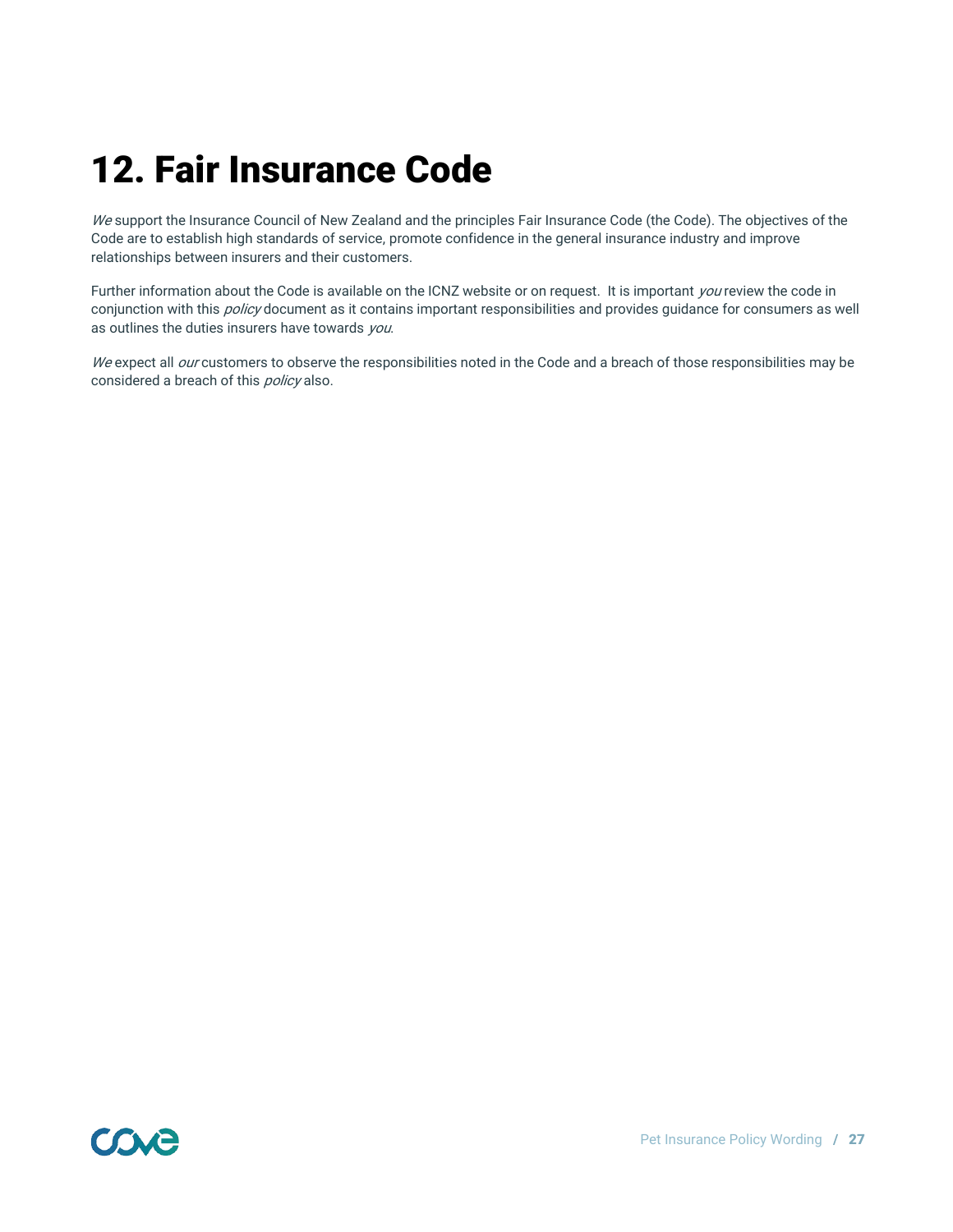# 12. Fair Insurance Code

*We* support the Insurance Council of New Zealand and the principles Fair Insurance Code (the Code). The objectives of the Code are to establish high standards of service, promote confidence in the general insurance industry and improve relationships between insurers and their customers.

Further information about the Code is available on the ICNZ website or on request. It is important *you* review the code in conjunction with this *policy* document as it contains important responsibilities and provides guidance for consumers as well as outlines the duties insurers have towards *you*.

*We* expect all *our* customers to observe the responsibilities noted in the Code and a breach of those responsibilities may be considered a breach of this *policy* also.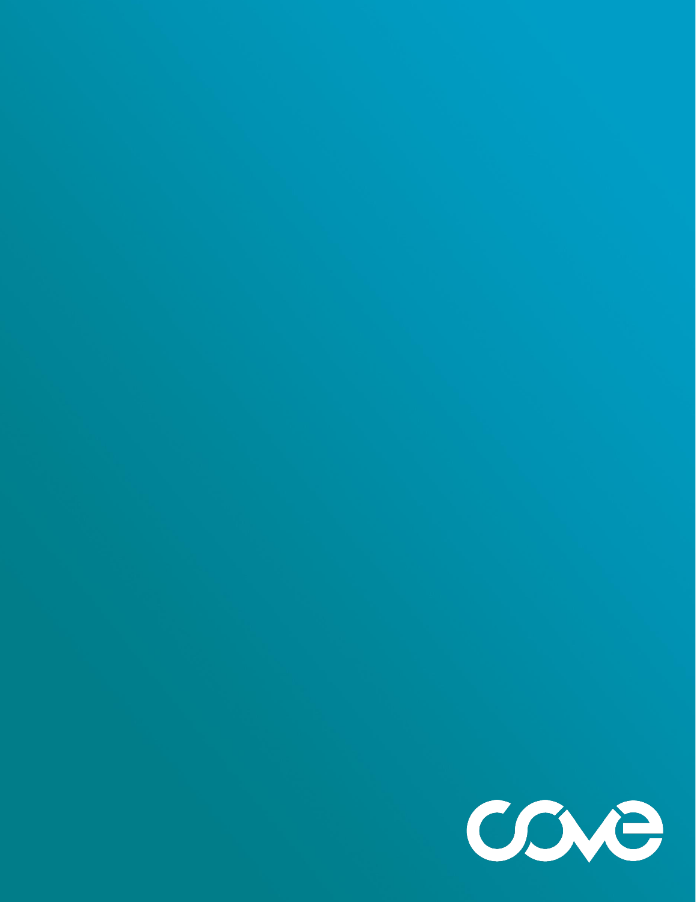cove